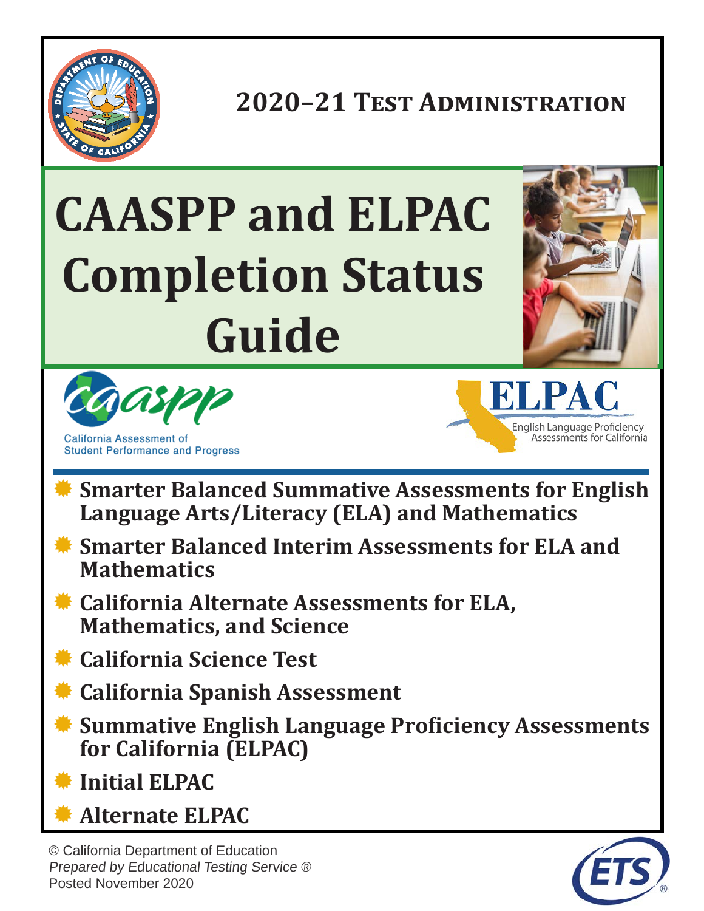## 2020–21 Test Administration

# CAASPP and ELPAC Completion Status Guide

California Assessment of Student Performance and Progress

English Language Proficiency Assessments for California

- **Smarter Balanced Summative Assessments for English Language Arts/Literacy (ELA) and Mathematics**
- **Smarter Balanced Interim Assessments for ELA and Mathematics**
- **California Alternate Assessments for ELA, Mathematics, and Science**
- **California Science Test**
- **California Spanish Assessment**
- **Summative English Language Proficiency Assessments for California (ELPAC)**
- **Initial ELPAC**
- **Alternate ELPAC**

© California Department of Education
*Prepared by Educational Testing Service ®*
Posted November 2020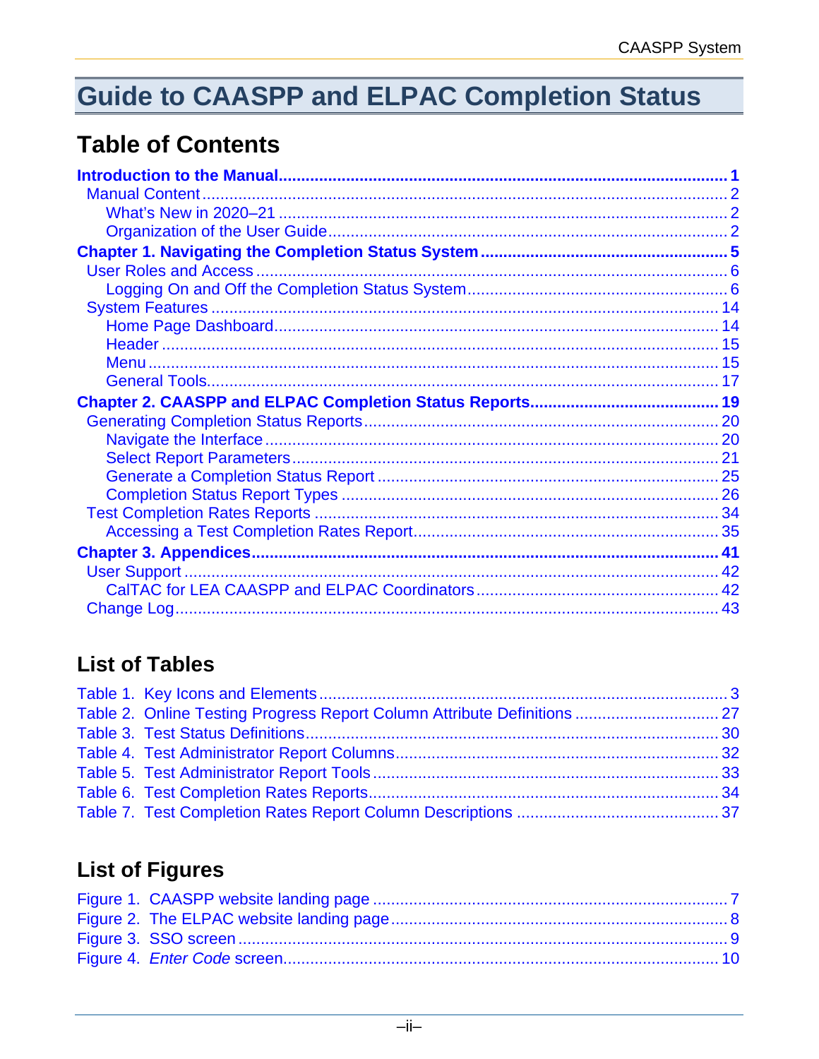# Guide to CAASPP and ELPAC Completion Status

## Table of Contents

**Introduction to the Manual** .......... **1**
- Manual Content .......... 2
  - What's New in 2020–21 .......... 2
  - Organization of the User Guide .......... 2

**Chapter 1. Navigating the Completion Status System** .......... **5**
- User Roles and Access .......... 6
  - Logging On and Off the Completion Status System .......... 6
- System Features .......... 14
  - Home Page Dashboard .......... 14
  - Header .......... 15
  - Menu .......... 15
  - General Tools .......... 17

**Chapter 2. CAASPP and ELPAC Completion Status Reports** .......... **19**
- Generating Completion Status Reports .......... 20
  - Navigate the Interface .......... 20
  - Select Report Parameters .......... 21
  - Generate a Completion Status Report .......... 25
  - Completion Status Report Types .......... 26
- Test Completion Rates Reports .......... 34
  - Accessing a Test Completion Rates Report .......... 35

**Chapter 3. Appendices** .......... **41**
- User Support .......... 42
  - CalTAC for LEA CAASPP and ELPAC Coordinators .......... 42
- Change Log .......... 43

## List of Tables

- Table 1. Key Icons and Elements .......... 3
- Table 2. Online Testing Progress Report Column Attribute Definitions .......... 27
- Table 3. Test Status Definitions .......... 30
- Table 4. Test Administrator Report Columns .......... 32
- Table 5. Test Administrator Report Tools .......... 33
- Table 6. Test Completion Rates Reports .......... 34
- Table 7. Test Completion Rates Report Column Descriptions .......... 37

## List of Figures

- Figure 1. CAASPP website landing page .......... 7
- Figure 2. The ELPAC website landing page .......... 8
- Figure 3. SSO screen .......... 9
- Figure 4. *Enter Code* screen .......... 10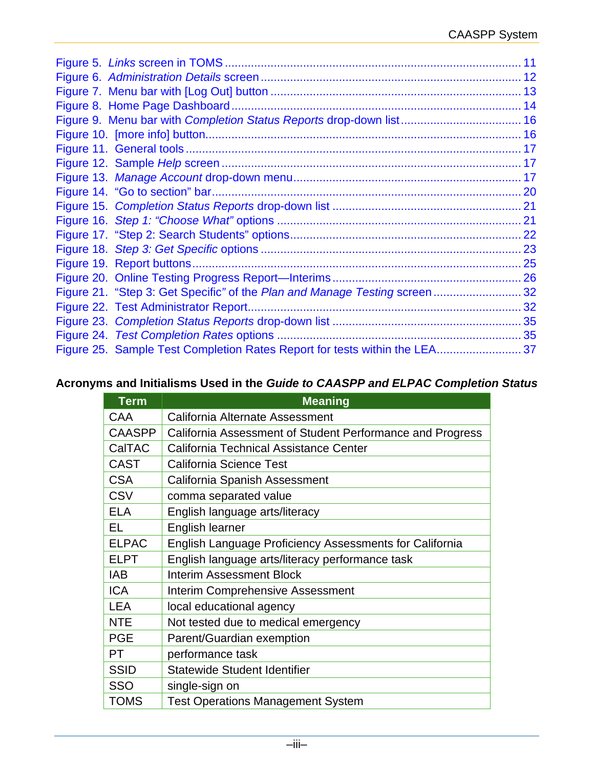Figure 5. *Links* screen in TOMS ........................................................................................ 11
Figure 6. *Administration Details* screen ............................................................................... 12
Figure 7. Menu bar with [Log Out] button ............................................................................ 13
Figure 8. Home Page Dashboard ....................................................................................... 14
Figure 9. Menu bar with *Completion Status Reports* drop-down list .................................... 16
Figure 10. [more info] button............................................................................................... 16
Figure 11. General tools ..................................................................................................... 17
Figure 12. Sample *Help* screen .......................................................................................... 17
Figure 13. *Manage Account* drop-down menu.................................................................... 17
Figure 14. "Go to section" bar............................................................................................. 20
Figure 15. *Completion Status Reports* drop-down list ........................................................ 21
Figure 16. *Step 1: "Choose What"* options ........................................................................ 21
Figure 17. "Step 2: Search Students" options..................................................................... 22
Figure 18. *Step 3: Get Specific* options .............................................................................. 23
Figure 19. Report buttons................................................................................................... 25
Figure 20. Online Testing Progress Report—Interims......................................................... 26
Figure 21. "Step 3: Get Specific" of the *Plan and Manage Testing* screen.......................... 32
Figure 22. Test Administrator Report.................................................................................. 32
Figure 23. *Completion Status Reports* drop-down list ........................................................ 35
Figure 24. *Test Completion Rates* options ......................................................................... 35
Figure 25. Sample Test Completion Rates Report for tests within the LEA......................... 37

**Acronyms and Initialisms Used in the *Guide to CAASPP and ELPAC Completion Status***

| Term | Meaning |
|---|---|
| CAA | California Alternate Assessment |
| CAASPP | California Assessment of Student Performance and Progress |
| CalTAC | California Technical Assistance Center |
| CAST | California Science Test |
| CSA | California Spanish Assessment |
| CSV | comma separated value |
| ELA | English language arts/literacy |
| EL | English learner |
| ELPAC | English Language Proficiency Assessments for California |
| ELPT | English language arts/literacy performance task |
| IAB | Interim Assessment Block |
| ICA | Interim Comprehensive Assessment |
| LEA | local educational agency |
| NTE | Not tested due to medical emergency |
| PGE | Parent/Guardian exemption |
| PT | performance task |
| SSID | Statewide Student Identifier |
| SSO | single-sign on |
| TOMS | Test Operations Management System |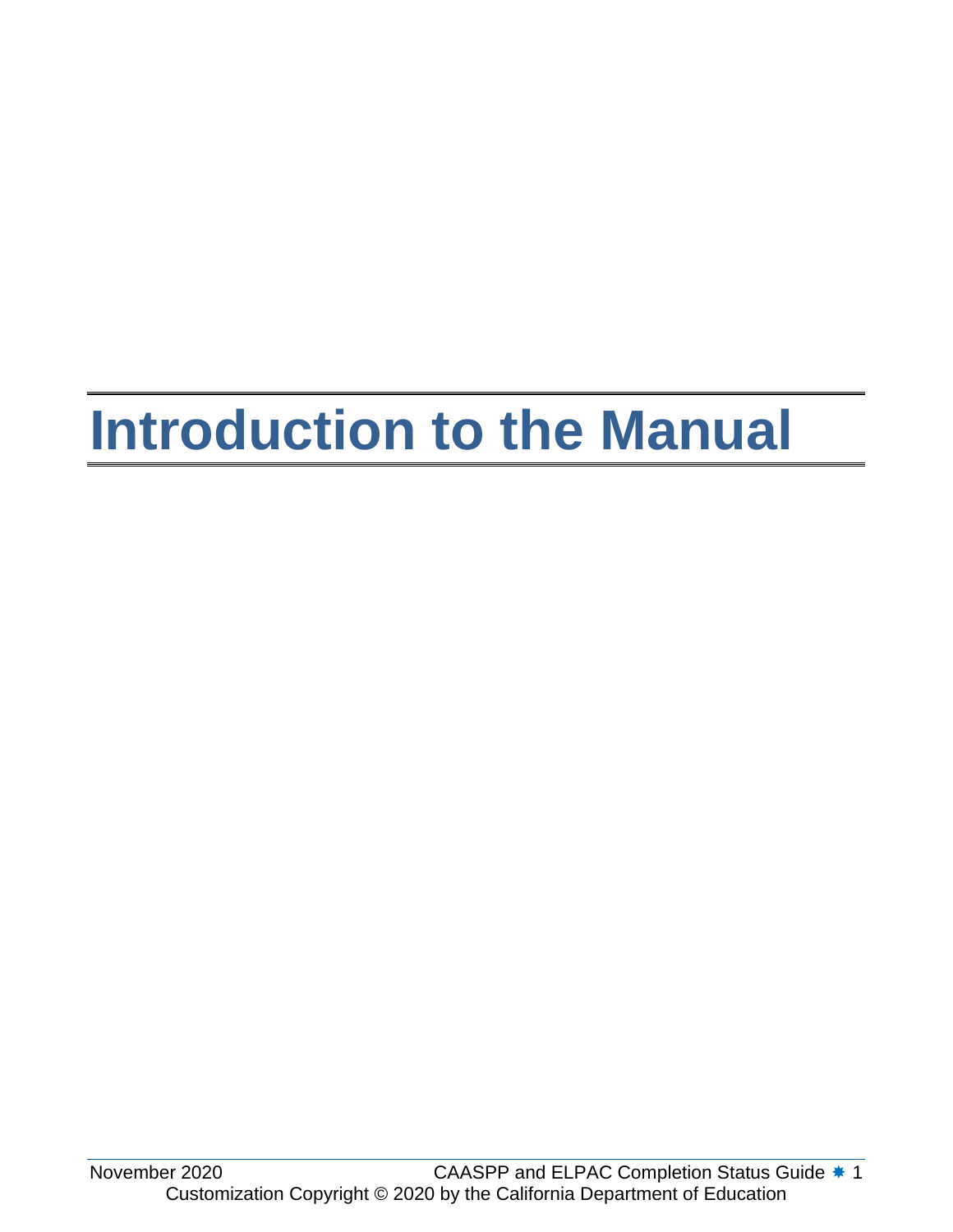# Introduction to the Manual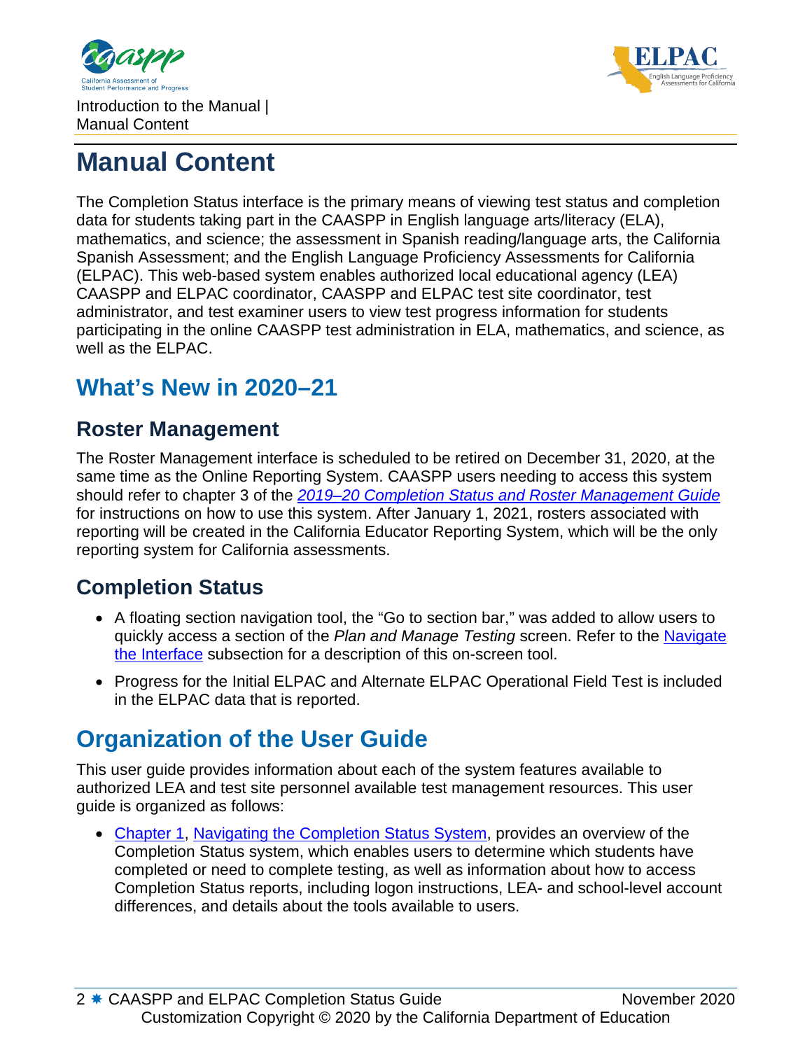# Manual Content

The Completion Status interface is the primary means of viewing test status and completion data for students taking part in the CAASPP in English language arts/literacy (ELA), mathematics, and science; the assessment in Spanish reading/language arts, the California Spanish Assessment; and the English Language Proficiency Assessments for California (ELPAC). This web-based system enables authorized local educational agency (LEA) CAASPP and ELPAC coordinator, CAASPP and ELPAC test site coordinator, test administrator, and test examiner users to view test progress information for students participating in the online CAASPP test administration in ELA, mathematics, and science, as well as the ELPAC.

## What's New in 2020–21

### Roster Management

The Roster Management interface is scheduled to be retired on December 31, 2020, at the same time as the Online Reporting System. CAASPP users needing to access this system should refer to chapter 3 of the *2019–20 Completion Status and Roster Management Guide* for instructions on how to use this system. After January 1, 2021, rosters associated with reporting will be created in the California Educator Reporting System, which will be the only reporting system for California assessments.

### Completion Status

- A floating section navigation tool, the "Go to section bar," was added to allow users to quickly access a section of the *Plan and Manage Testing* screen. Refer to the Navigate the Interface subsection for a description of this on-screen tool.
- Progress for the Initial ELPAC and Alternate ELPAC Operational Field Test is included in the ELPAC data that is reported.

## Organization of the User Guide

This user guide provides information about each of the system features available to authorized LEA and test site personnel available test management resources. This user guide is organized as follows:

- Chapter 1, Navigating the Completion Status System, provides an overview of the Completion Status system, which enables users to determine which students have completed or need to complete testing, as well as information about how to access Completion Status reports, including logon instructions, LEA- and school-level account differences, and details about the tools available to users.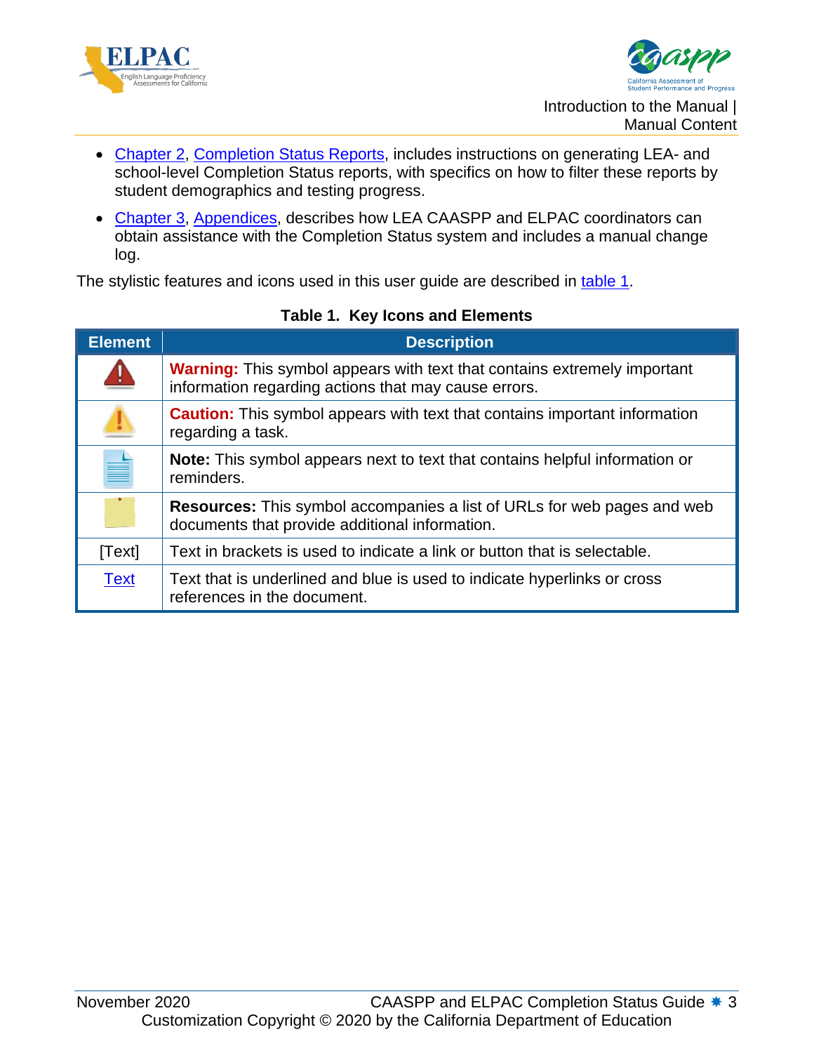- Chapter 2, Completion Status Reports, includes instructions on generating LEA- and school-level Completion Status reports, with specifics on how to filter these reports by student demographics and testing progress.
- Chapter 3, Appendices, describes how LEA CAASPP and ELPAC coordinators can obtain assistance with the Completion Status system and includes a manual change log.

The stylistic features and icons used in this user guide are described in table 1.

**Table 1. Key Icons and Elements**

| Element | Description |
|---|---|
| | **Warning:** This symbol appears with text that contains extremely important information regarding actions that may cause errors. |
| | **Caution:** This symbol appears with text that contains important information regarding a task. |
| | **Note:** This symbol appears next to text that contains helpful information or reminders. |
| | **Resources:** This symbol accompanies a list of URLs for web pages and web documents that provide additional information. |
| [Text] | Text in brackets is used to indicate a link or button that is selectable. |
| Text | Text that is underlined and blue is used to indicate hyperlinks or cross references in the document. |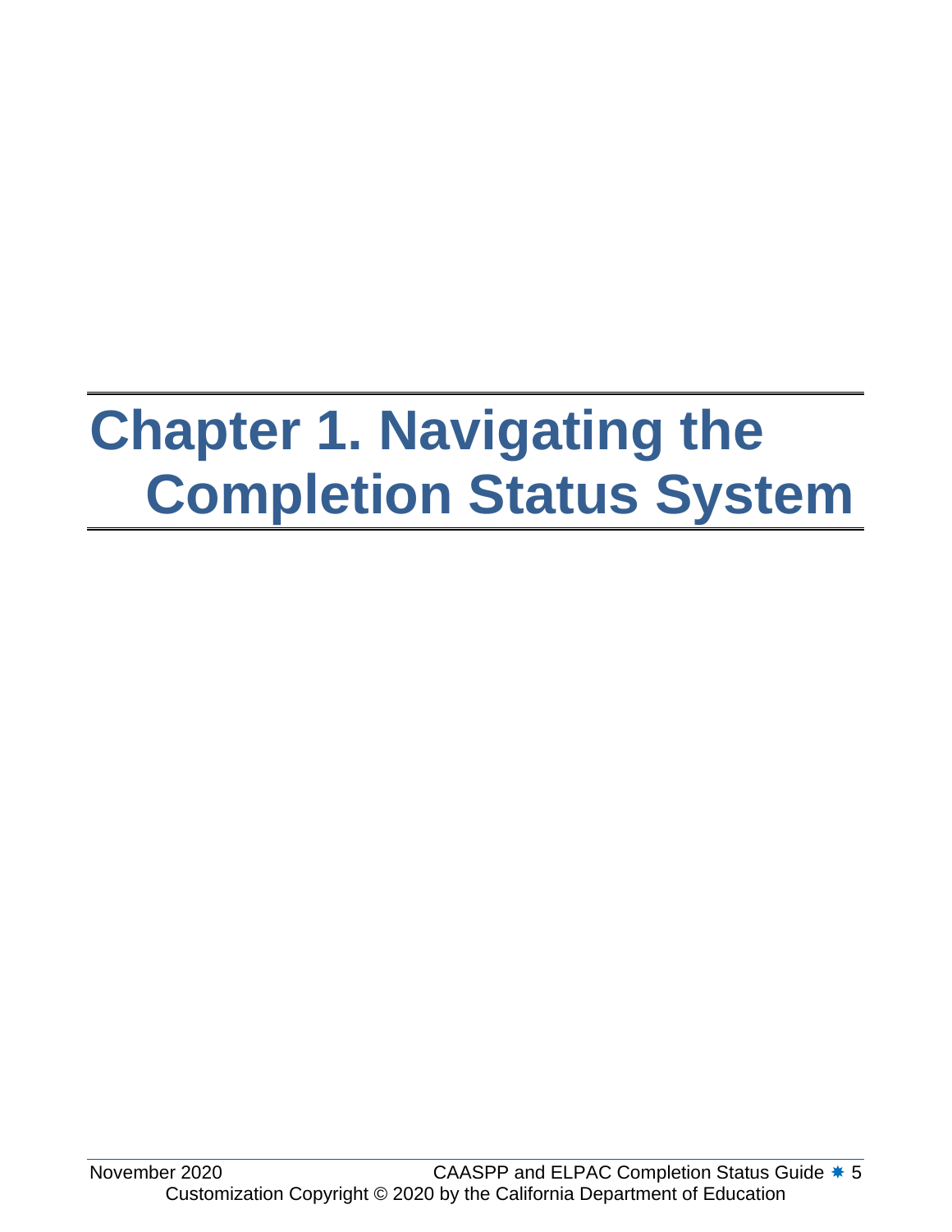# Chapter 1. Navigating the Completion Status System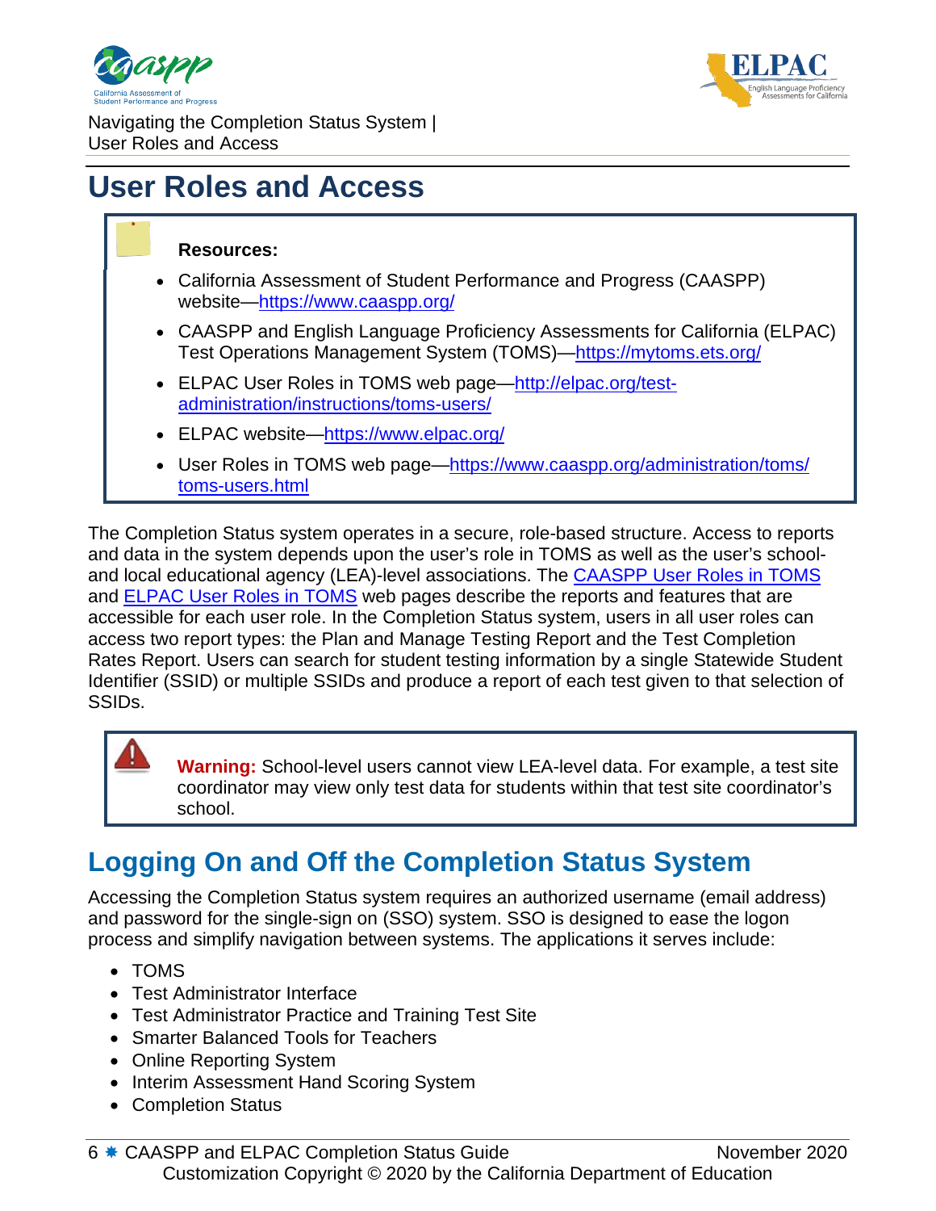# User Roles and Access

**Resources:**

- California Assessment of Student Performance and Progress (CAASPP) website—https://www.caaspp.org/
- CAASPP and English Language Proficiency Assessments for California (ELPAC) Test Operations Management System (TOMS)—https://mytoms.ets.org/
- ELPAC User Roles in TOMS web page—http://elpac.org/test-administration/instructions/toms-users/
- ELPAC website—https://www.elpac.org/
- User Roles in TOMS web page—https://www.caaspp.org/administration/toms/toms-users.html

The Completion Status system operates in a secure, role-based structure. Access to reports and data in the system depends upon the user's role in TOMS as well as the user's school- and local educational agency (LEA)-level associations. The CAASPP User Roles in TOMS and ELPAC User Roles in TOMS web pages describe the reports and features that are accessible for each user role. In the Completion Status system, users in all user roles can access two report types: the Plan and Manage Testing Report and the Test Completion Rates Report. Users can search for student testing information by a single Statewide Student Identifier (SSID) or multiple SSIDs and produce a report of each test given to that selection of SSIDs.

**Warning:** School-level users cannot view LEA-level data. For example, a test site coordinator may view only test data for students within that test site coordinator's school.

## Logging On and Off the Completion Status System

Accessing the Completion Status system requires an authorized username (email address) and password for the single-sign on (SSO) system. SSO is designed to ease the logon process and simplify navigation between systems. The applications it serves include:

- TOMS
- Test Administrator Interface
- Test Administrator Practice and Training Test Site
- Smarter Balanced Tools for Teachers
- Online Reporting System
- Interim Assessment Hand Scoring System
- Completion Status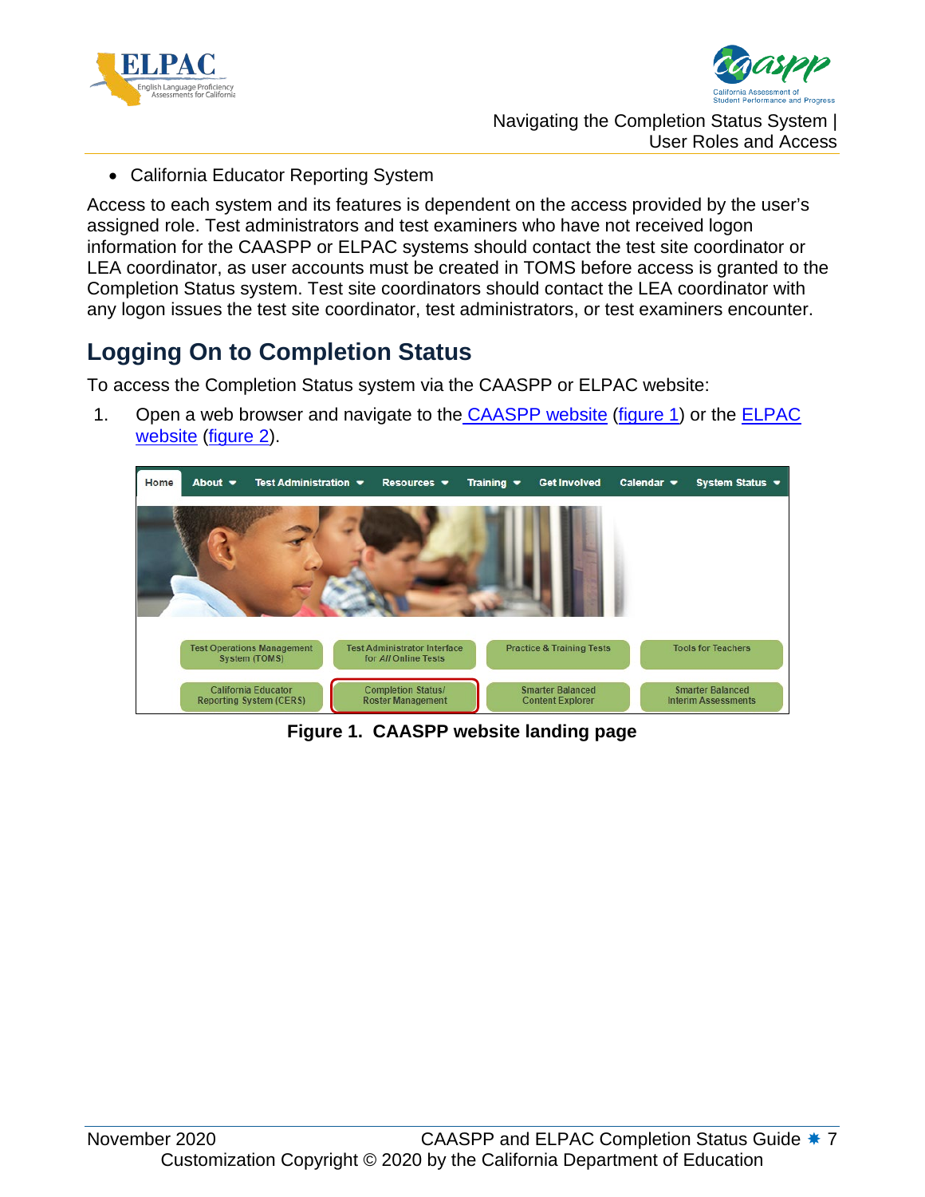- California Educator Reporting System

Access to each system and its features is dependent on the access provided by the user's assigned role. Test administrators and test examiners who have not received logon information for the CAASPP or ELPAC systems should contact the test site coordinator or LEA coordinator, as user accounts must be created in TOMS before access is granted to the Completion Status system. Test site coordinators should contact the LEA coordinator with any logon issues the test site coordinator, test administrators, or test examiners encounter.

## Logging On to Completion Status

To access the Completion Status system via the CAASPP or ELPAC website:

1. Open a web browser and navigate to the CAASPP website (figure 1) or the ELPAC website (figure 2).

**Figure 1. CAASPP website landing page**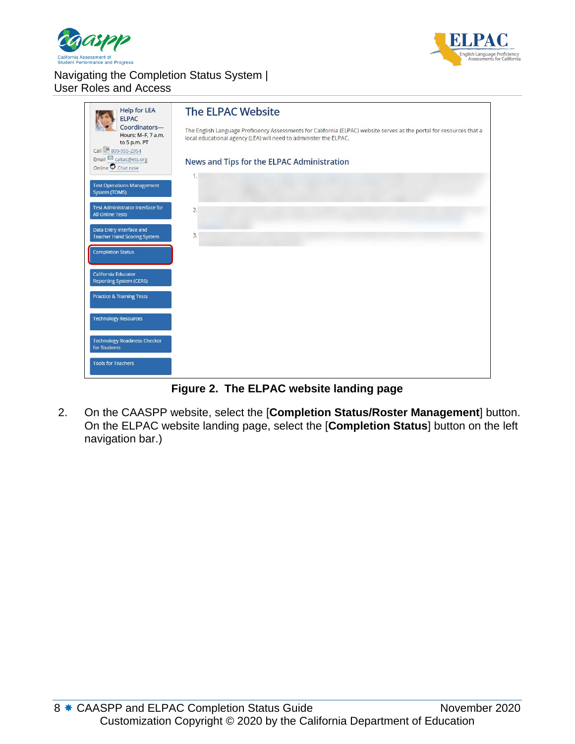Figure 2. The ELPAC website landing page

2. On the CAASPP website, select the [**Completion Status/Roster Management**] button. On the ELPAC website landing page, select the [**Completion Status**] button on the left navigation bar.)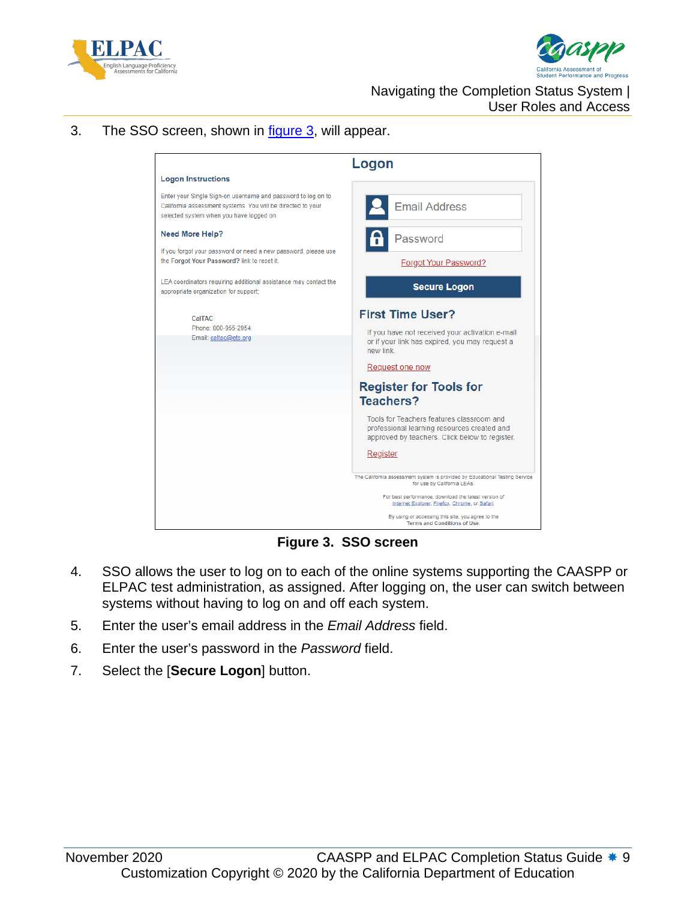3. The SSO screen, shown in figure 3, will appear.

Figure 3. SSO screen

4. SSO allows the user to log on to each of the online systems supporting the CAASPP or ELPAC test administration, as assigned. After logging on, the user can switch between systems without having to log on and off each system.
5. Enter the user's email address in the *Email Address* field.
6. Enter the user's password in the *Password* field.
7. Select the [**Secure Logon**] button.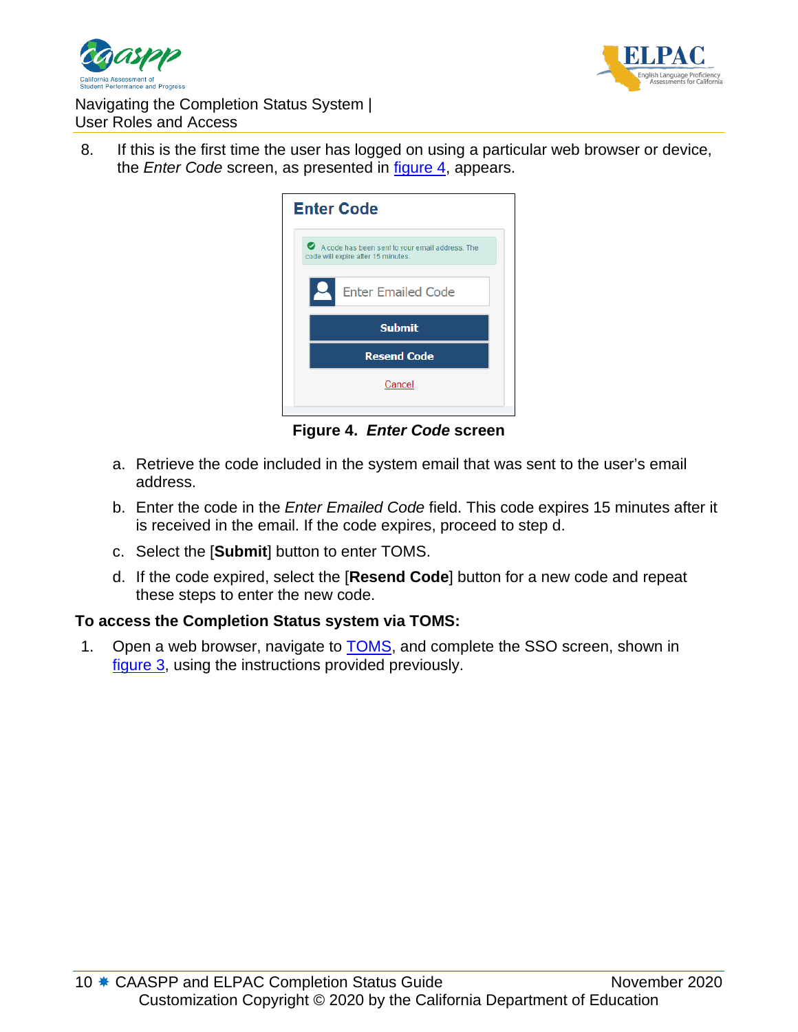8. If this is the first time the user has logged on using a particular web browser or device, the *Enter Code* screen, as presented in figure 4, appears.

**Figure 4. *Enter Code* screen**

a. Retrieve the code included in the system email that was sent to the user's email address.

b. Enter the code in the *Enter Emailed Code* field. This code expires 15 minutes after it is received in the email. If the code expires, proceed to step d.

c. Select the [**Submit**] button to enter TOMS.

d. If the code expired, select the [**Resend Code**] button for a new code and repeat these steps to enter the new code.

**To access the Completion Status system via TOMS:**

1. Open a web browser, navigate to TOMS, and complete the SSO screen, shown in figure 3, using the instructions provided previously.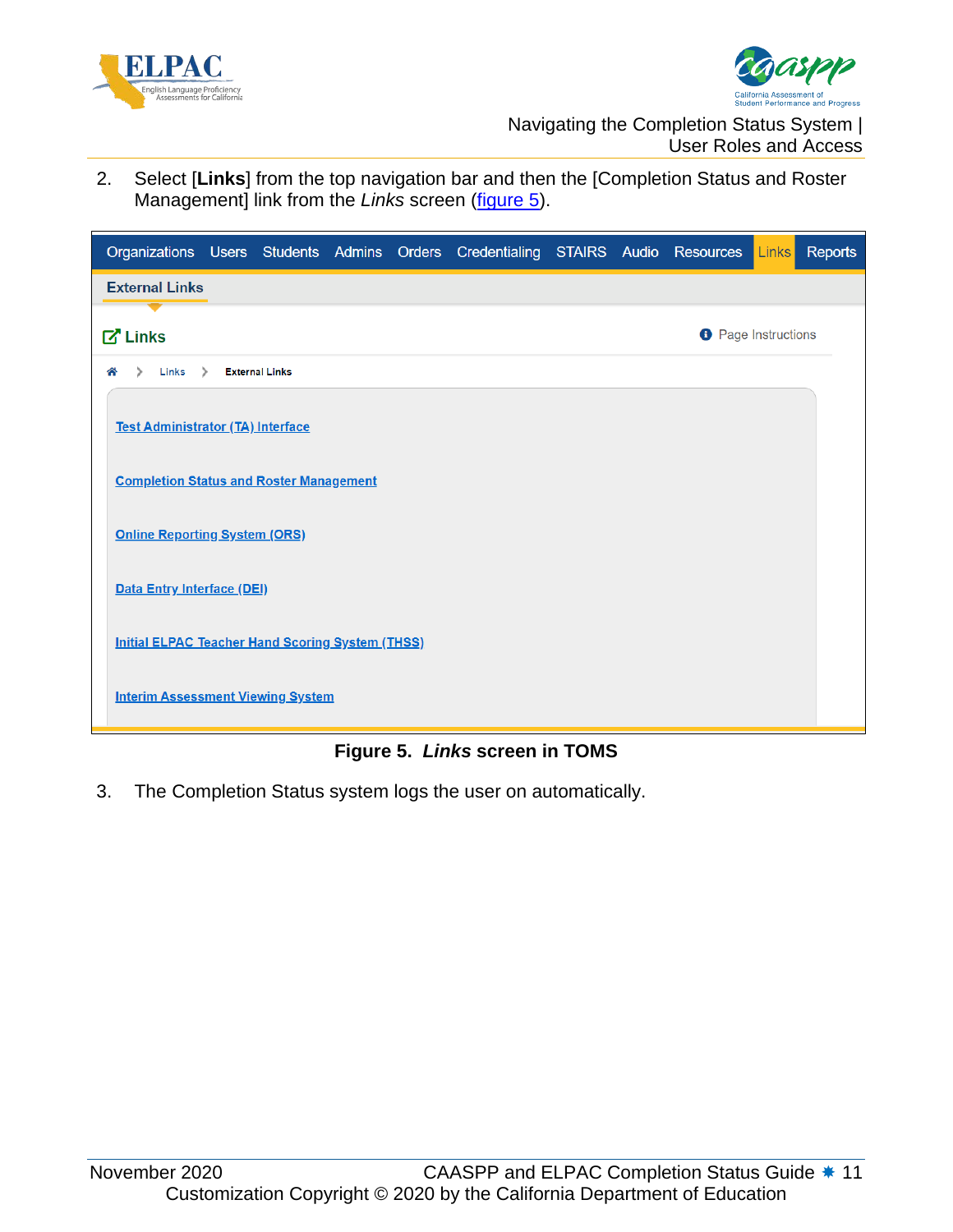2. Select [**Links**] from the top navigation bar and then the [Completion Status and Roster Management] link from the *Links* screen (figure 5).

**Figure 5. *Links* screen in TOMS**

3. The Completion Status system logs the user on automatically.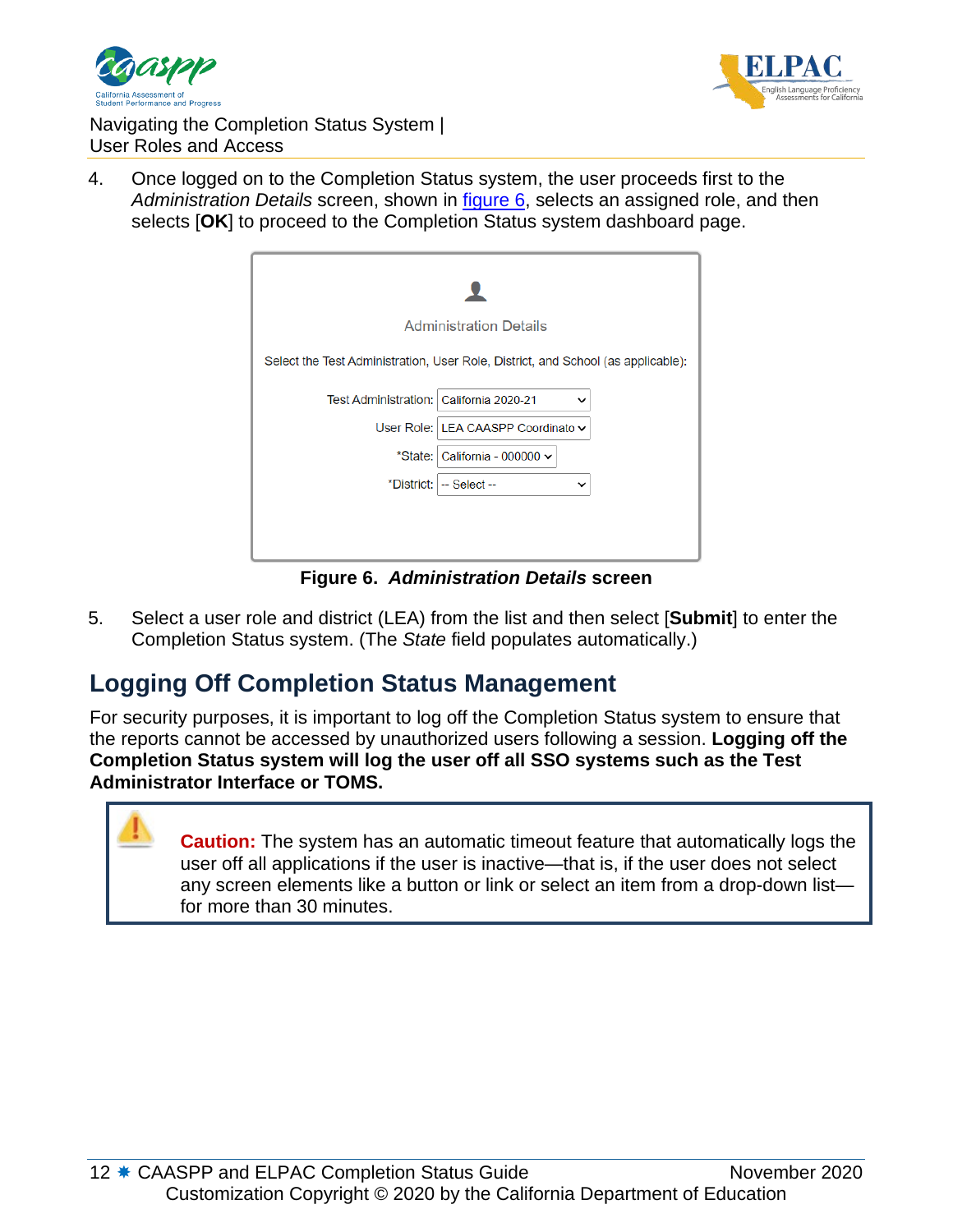4. Once logged on to the Completion Status system, the user proceeds first to the *Administration Details* screen, shown in figure 6, selects an assigned role, and then selects [**OK**] to proceed to the Completion Status system dashboard page.

**Figure 6.** ***Administration Details*** **screen**

5. Select a user role and district (LEA) from the list and then select [**Submit**] to enter the Completion Status system. (The *State* field populates automatically.)

## Logging Off Completion Status Management

For security purposes, it is important to log off the Completion Status system to ensure that the reports cannot be accessed by unauthorized users following a session. **Logging off the Completion Status system will log the user off all SSO systems such as the Test Administrator Interface or TOMS.**

> **Caution:** The system has an automatic timeout feature that automatically logs the user off all applications if the user is inactive—that is, if the user does not select any screen elements like a button or link or select an item from a drop-down list—for more than 30 minutes.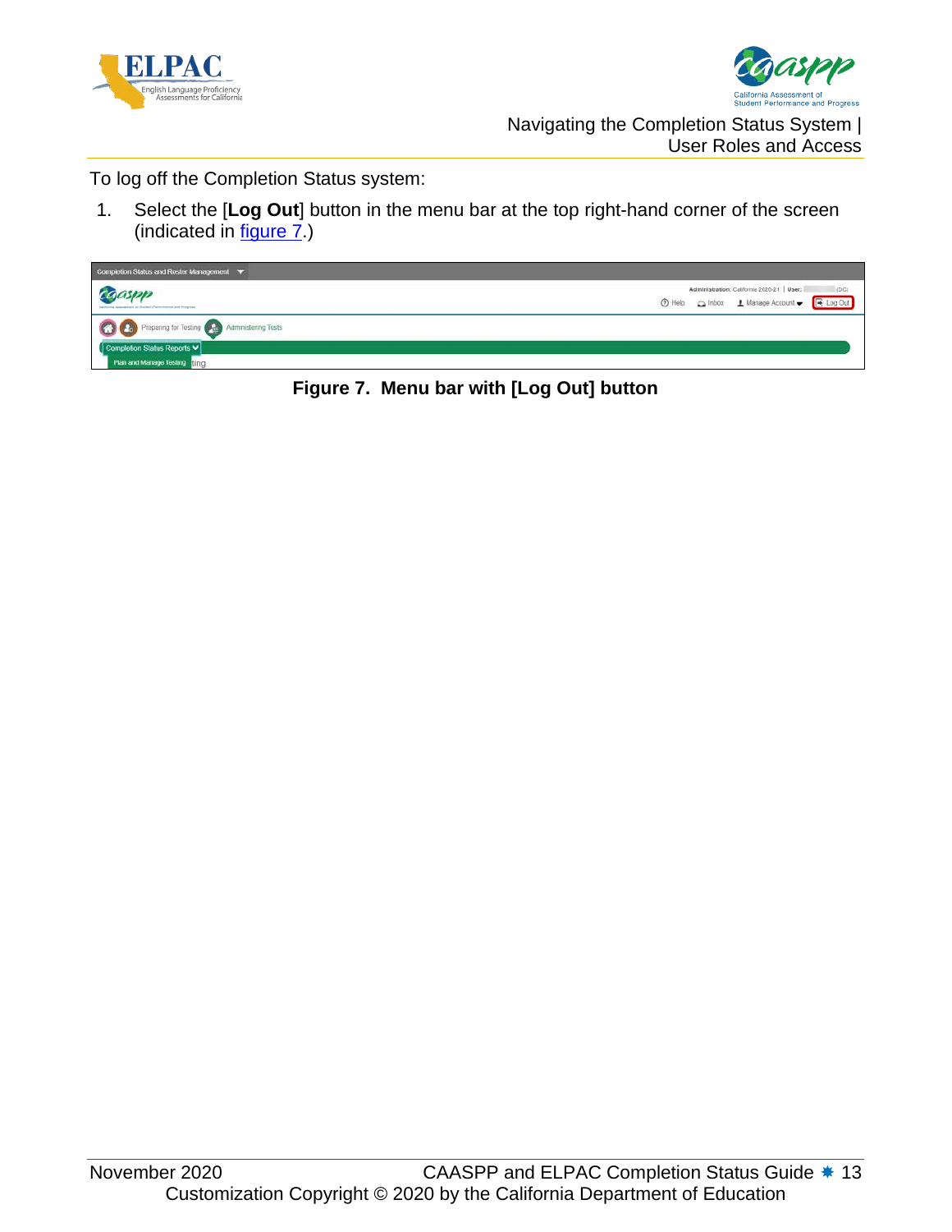To log off the Completion Status system:

1. Select the [**Log Out**] button in the menu bar at the top right-hand corner of the screen (indicated in figure 7.)

**Figure 7. Menu bar with [Log Out] button**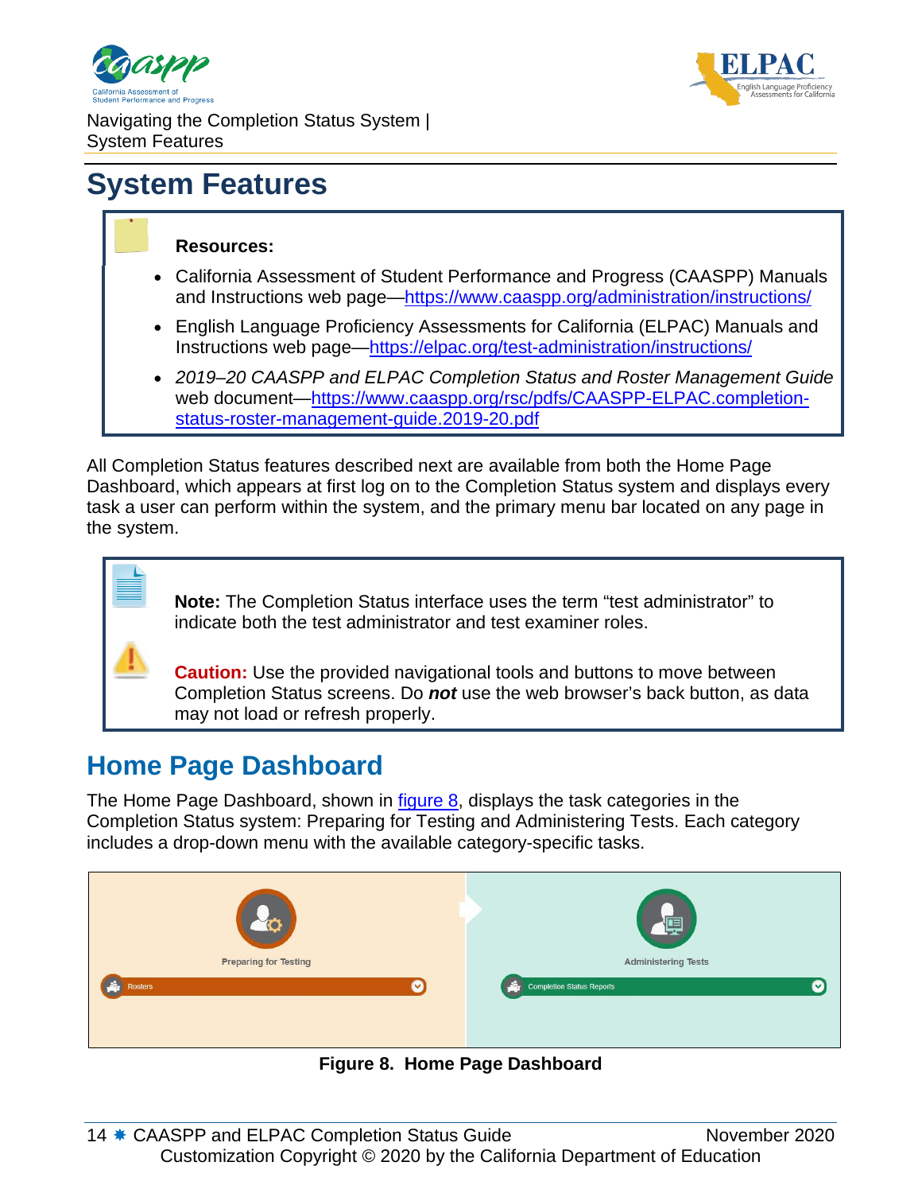# System Features

**Resources:**

- California Assessment of Student Performance and Progress (CAASPP) Manuals and Instructions web page—https://www.caaspp.org/administration/instructions/
- English Language Proficiency Assessments for California (ELPAC) Manuals and Instructions web page—https://elpac.org/test-administration/instructions/
- *2019–20 CAASPP and ELPAC Completion Status and Roster Management Guide* web document—https://www.caaspp.org/rsc/pdfs/CAASPP-ELPAC.completion-status-roster-management-guide.2019-20.pdf

All Completion Status features described next are available from both the Home Page Dashboard, which appears at first log on to the Completion Status system and displays every task a user can perform within the system, and the primary menu bar located on any page in the system.

**Note:** The Completion Status interface uses the term "test administrator" to indicate both the test administrator and test examiner roles.

**Caution:** Use the provided navigational tools and buttons to move between Completion Status screens. Do ***not*** use the web browser's back button, as data may not load or refresh properly.

## Home Page Dashboard

The Home Page Dashboard, shown in figure 8, displays the task categories in the Completion Status system: Preparing for Testing and Administering Tests. Each category includes a drop-down menu with the available category-specific tasks.

**Figure 8. Home Page Dashboard**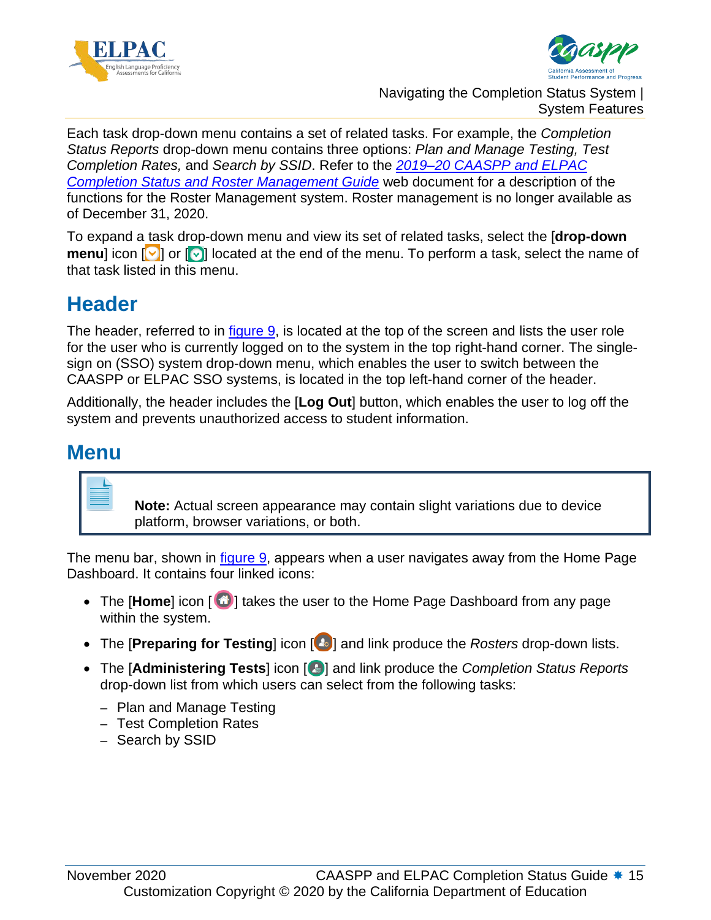Each task drop-down menu contains a set of related tasks. For example, the *Completion Status Reports* drop-down menu contains three options: *Plan and Manage Testing, Test Completion Rates,* and *Search by SSID*. Refer to the [*2019–20 CAASPP and ELPAC Completion Status and Roster Management Guide*]() web document for a description of the functions for the Roster Management system. Roster management is no longer available as of December 31, 2020.

To expand a task drop-down menu and view its set of related tasks, select the [**drop-down menu**] icon [ ] or [ ] located at the end of the menu. To perform a task, select the name of that task listed in this menu.

## Header

The header, referred to in [figure 9](), is located at the top of the screen and lists the user role for the user who is currently logged on to the system in the top right-hand corner. The single-sign on (SSO) system drop-down menu, which enables the user to switch between the CAASPP or ELPAC SSO systems, is located in the top left-hand corner of the header.

Additionally, the header includes the [**Log Out**] button, which enables the user to log off the system and prevents unauthorized access to student information.

## Menu

> **Note:** Actual screen appearance may contain slight variations due to device platform, browser variations, or both.

The menu bar, shown in [figure 9](), appears when a user navigates away from the Home Page Dashboard. It contains four linked icons:

- The [**Home**] icon [ ] takes the user to the Home Page Dashboard from any page within the system.
- The [**Preparing for Testing**] icon [ ] and link produce the *Rosters* drop-down lists.
- The [**Administering Tests**] icon [ ] and link produce the *Completion Status Reports* drop-down list from which users can select from the following tasks:
  - Plan and Manage Testing
  - Test Completion Rates
  - Search by SSID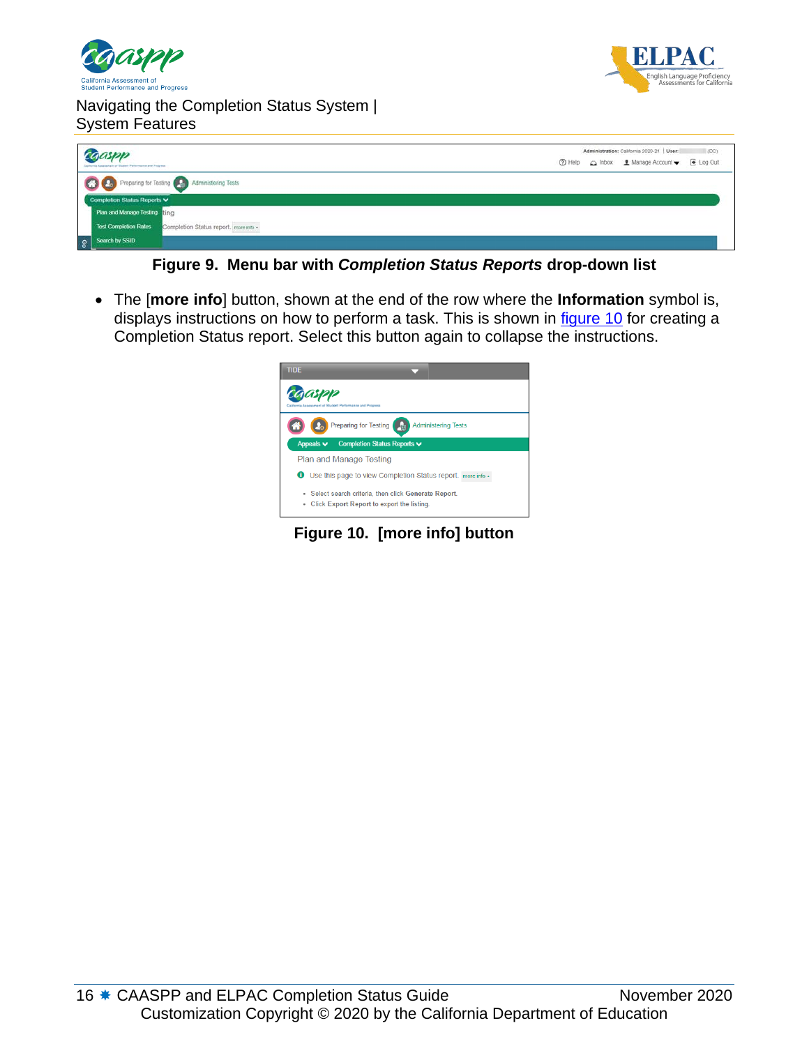Figure 9. Menu bar with *Completion Status Reports* drop-down list

- The [**more info**] button, shown at the end of the row where the **Information** symbol is, displays instructions on how to perform a task. This is shown in figure 10 for creating a Completion Status report. Select this button again to collapse the instructions.

Figure 10. [more info] button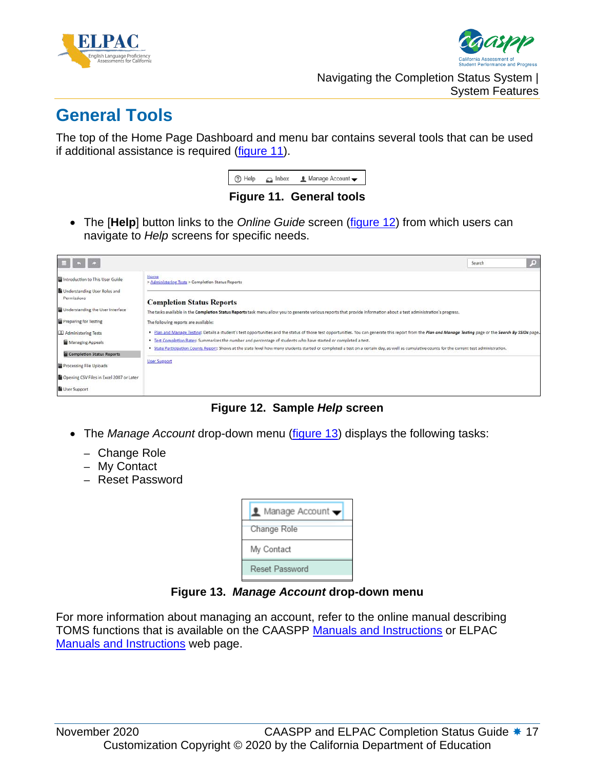# General Tools

The top of the Home Page Dashboard and menu bar contains several tools that can be used if additional assistance is required (figure 11).

Figure 11. General tools

- The [**Help**] button links to the *Online Guide* screen (figure 12) from which users can navigate to *Help* screens for specific needs.

Figure 12. Sample *Help* screen

- The *Manage Account* drop-down menu (figure 13) displays the following tasks:
  - Change Role
  - My Contact
  - Reset Password

Figure 13. *Manage Account* drop-down menu

For more information about managing an account, refer to the online manual describing TOMS functions that is available on the CAASPP Manuals and Instructions or ELPAC Manuals and Instructions web page.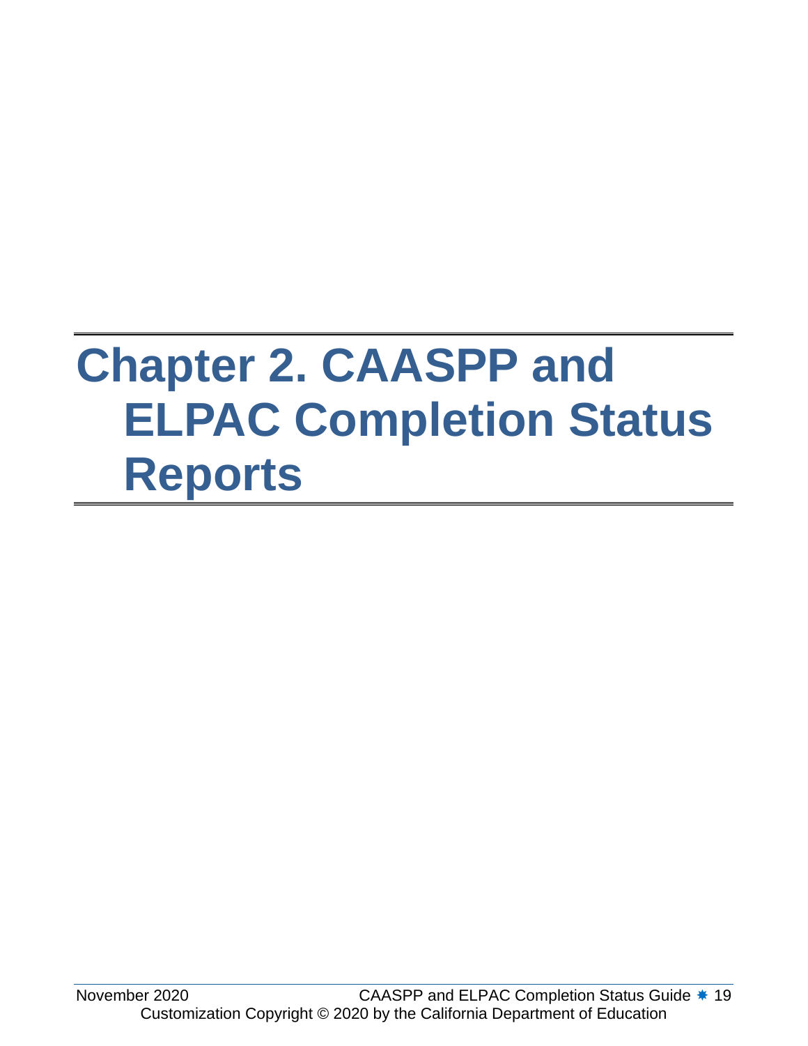# Chapter 2. CAASPP and ELPAC Completion Status Reports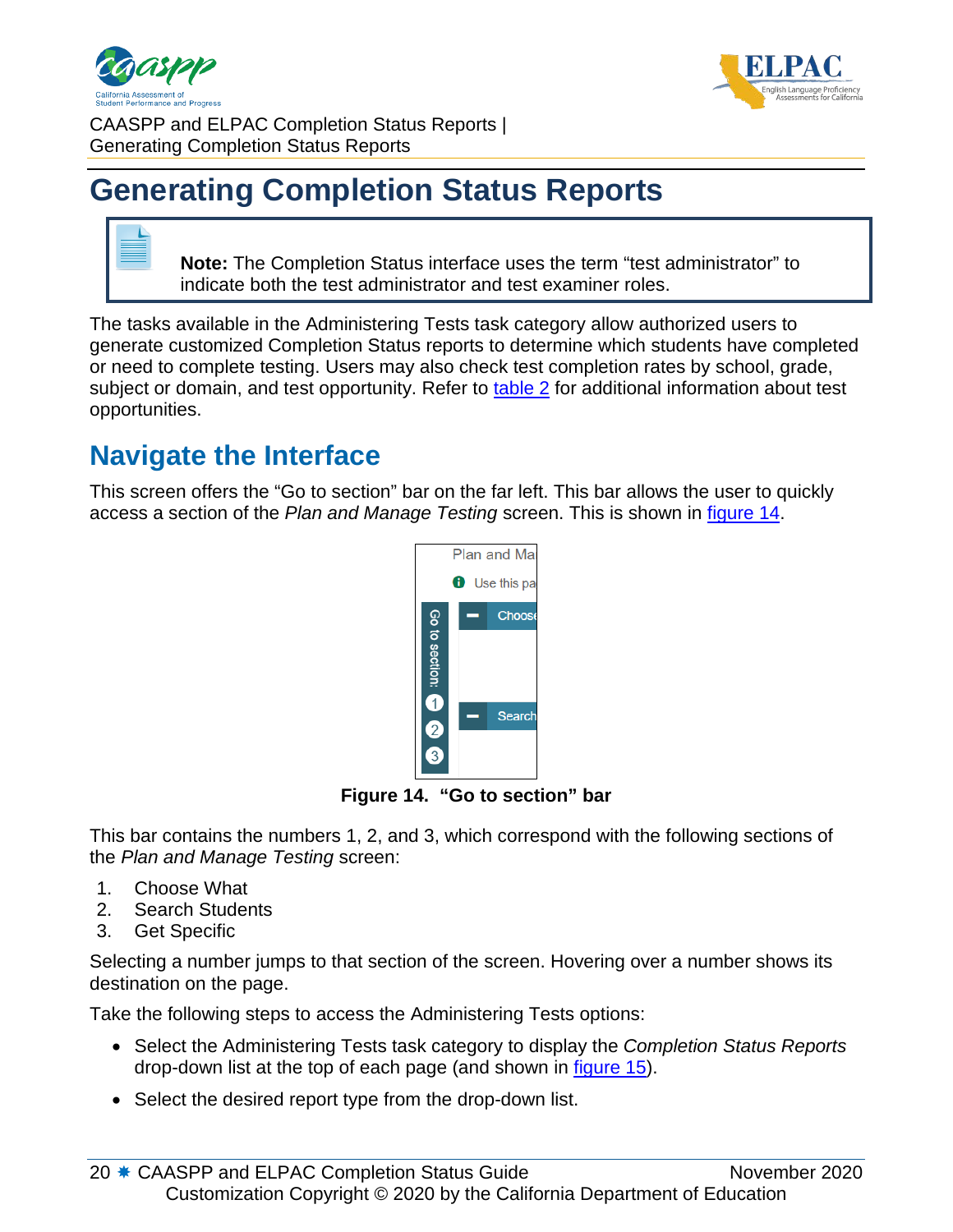# Generating Completion Status Reports

> **Note:** The Completion Status interface uses the term "test administrator" to indicate both the test administrator and test examiner roles.

The tasks available in the Administering Tests task category allow authorized users to generate customized Completion Status reports to determine which students have completed or need to complete testing. Users may also check test completion rates by school, grade, subject or domain, and test opportunity. Refer to table 2 for additional information about test opportunities.

## Navigate the Interface

This screen offers the "Go to section" bar on the far left. This bar allows the user to quickly access a section of the *Plan and Manage Testing* screen. This is shown in figure 14.

**Figure 14. "Go to section" bar**

This bar contains the numbers 1, 2, and 3, which correspond with the following sections of the *Plan and Manage Testing* screen:

1. Choose What
2. Search Students
3. Get Specific

Selecting a number jumps to that section of the screen. Hovering over a number shows its destination on the page.

Take the following steps to access the Administering Tests options:

- Select the Administering Tests task category to display the *Completion Status Reports* drop-down list at the top of each page (and shown in figure 15).
- Select the desired report type from the drop-down list.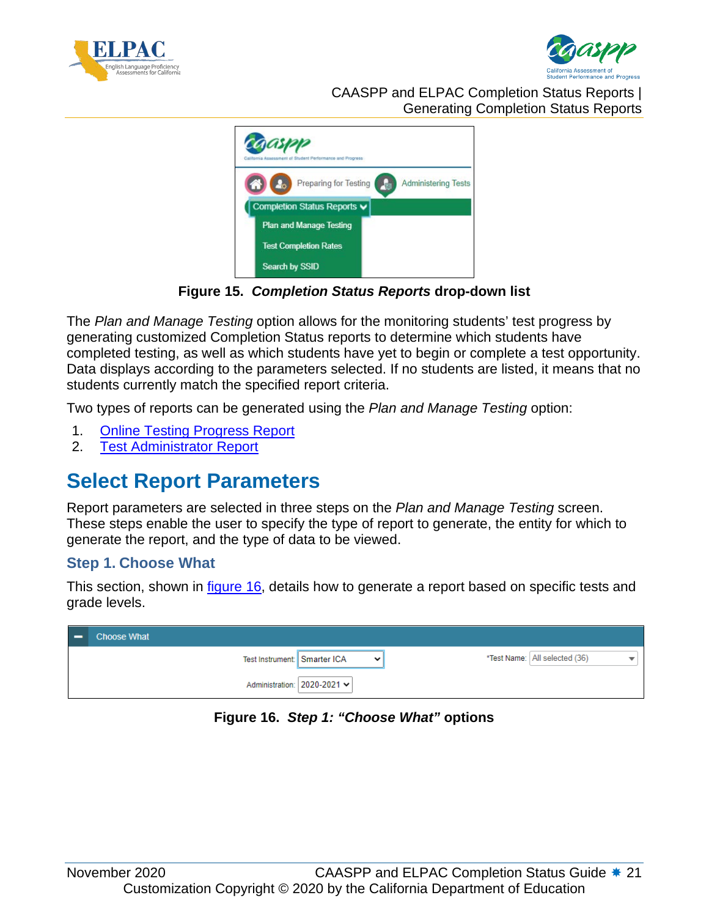**Figure 15. *Completion Status Reports* drop-down list**

The *Plan and Manage Testing* option allows for the monitoring students' test progress by generating customized Completion Status reports to determine which students have completed testing, as well as which students have yet to begin or complete a test opportunity. Data displays according to the parameters selected. If no students are listed, it means that no students currently match the specified report criteria.

Two types of reports can be generated using the *Plan and Manage Testing* option:

1. Online Testing Progress Report
2. Test Administrator Report

## Select Report Parameters

Report parameters are selected in three steps on the *Plan and Manage Testing* screen. These steps enable the user to specify the type of report to generate, the entity for which to generate the report, and the type of data to be viewed.

### Step 1. Choose What

This section, shown in figure 16, details how to generate a report based on specific tests and grade levels.

**Figure 16. *Step 1: "Choose What"* options**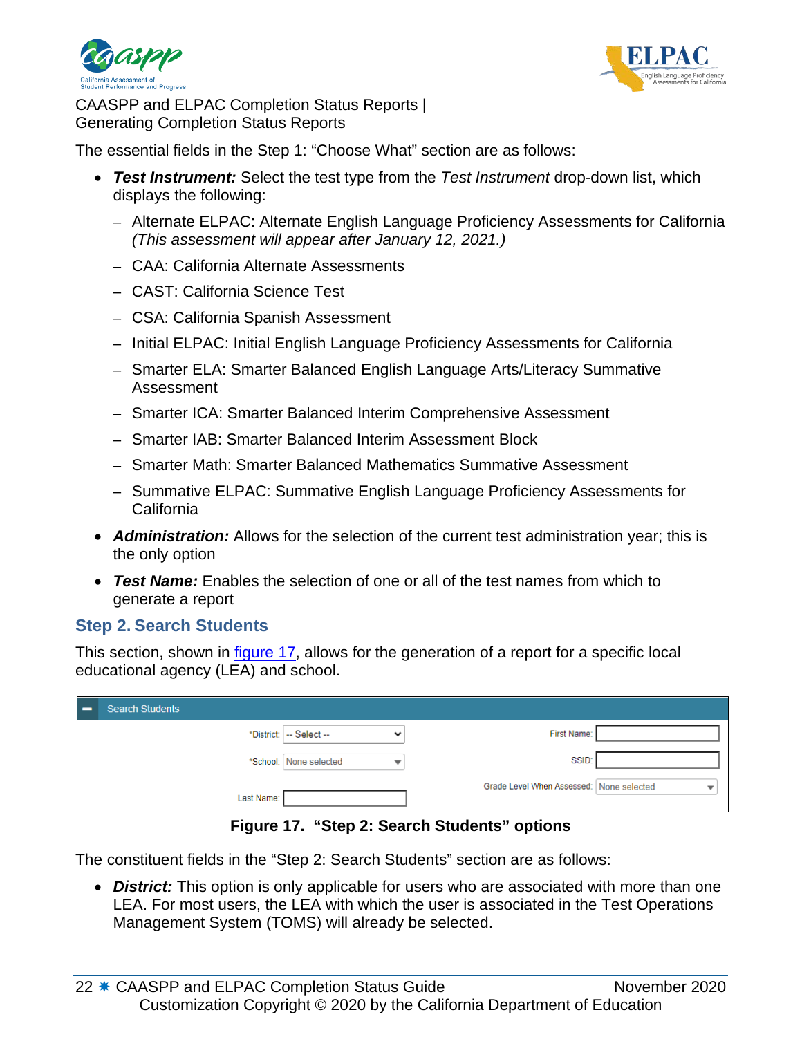The essential fields in the Step 1: "Choose What" section are as follows:

- ***Test Instrument:*** Select the test type from the *Test Instrument* drop-down list, which displays the following:
  - Alternate ELPAC: Alternate English Language Proficiency Assessments for California *(This assessment will appear after January 12, 2021.)*
  - CAA: California Alternate Assessments
  - CAST: California Science Test
  - CSA: California Spanish Assessment
  - Initial ELPAC: Initial English Language Proficiency Assessments for California
  - Smarter ELA: Smarter Balanced English Language Arts/Literacy Summative Assessment
  - Smarter ICA: Smarter Balanced Interim Comprehensive Assessment
  - Smarter IAB: Smarter Balanced Interim Assessment Block
  - Smarter Math: Smarter Balanced Mathematics Summative Assessment
  - Summative ELPAC: Summative English Language Proficiency Assessments for California
- ***Administration:*** Allows for the selection of the current test administration year; this is the only option
- ***Test Name:*** Enables the selection of one or all of the test names from which to generate a report

## Step 2. Search Students

This section, shown in figure 17, allows for the generation of a report for a specific local educational agency (LEA) and school.

**Figure 17. "Step 2: Search Students" options**

The constituent fields in the "Step 2: Search Students" section are as follows:

- ***District:*** This option is only applicable for users who are associated with more than one LEA. For most users, the LEA with which the user is associated in the Test Operations Management System (TOMS) will already be selected.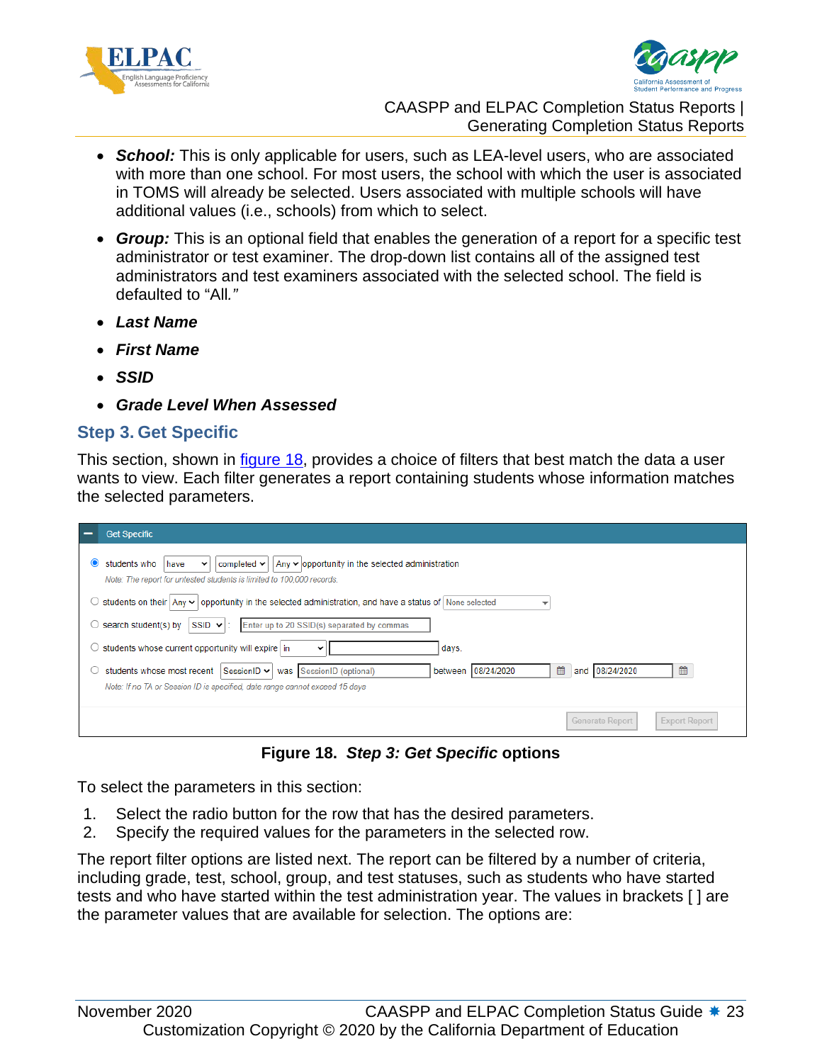- ***School:*** This is only applicable for users, such as LEA-level users, who are associated with more than one school. For most users, the school with which the user is associated in TOMS will already be selected. Users associated with multiple schools will have additional values (i.e., schools) from which to select.
- ***Group:*** This is an optional field that enables the generation of a report for a specific test administrator or test examiner. The drop-down list contains all of the assigned test administrators and test examiners associated with the selected school. The field is defaulted to "All."
- ***Last Name***
- ***First Name***
- ***SSID***
- ***Grade Level When Assessed***

## Step 3. Get Specific

This section, shown in figure 18, provides a choice of filters that best match the data a user wants to view. Each filter generates a report containing students whose information matches the selected parameters.

**Figure 18.** ***Step 3: Get Specific*** **options**

To select the parameters in this section:

1. Select the radio button for the row that has the desired parameters.
2. Specify the required values for the parameters in the selected row.

The report filter options are listed next. The report can be filtered by a number of criteria, including grade, test, school, group, and test statuses, such as students who have started tests and who have started within the test administration year. The values in brackets [ ] are the parameter values that are available for selection. The options are: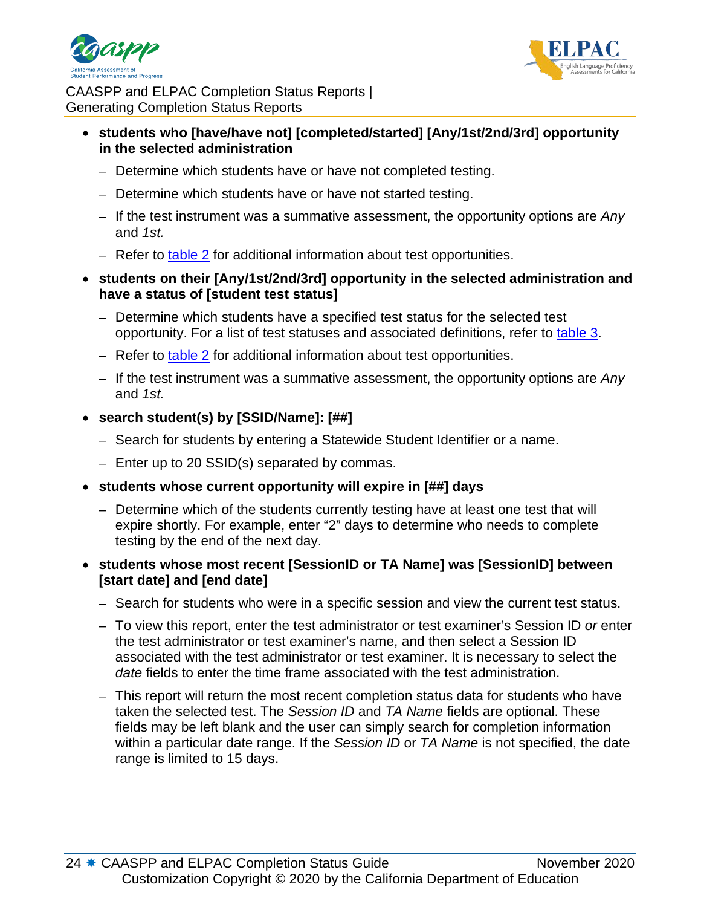- **students who [have/have not] [completed/started] [Any/1st/2nd/3rd] opportunity in the selected administration**
  - Determine which students have or have not completed testing.
  - Determine which students have or have not started testing.
  - If the test instrument was a summative assessment, the opportunity options are *Any* and *1st.*
  - Refer to table 2 for additional information about test opportunities.
- **students on their [Any/1st/2nd/3rd] opportunity in the selected administration and have a status of [student test status]**
  - Determine which students have a specified test status for the selected test opportunity. For a list of test statuses and associated definitions, refer to table 3.
  - Refer to table 2 for additional information about test opportunities.
  - If the test instrument was a summative assessment, the opportunity options are *Any* and *1st.*
- **search student(s) by [SSID/Name]: [##]**
  - Search for students by entering a Statewide Student Identifier or a name.
  - Enter up to 20 SSID(s) separated by commas.
- **students whose current opportunity will expire in [##] days**
  - Determine which of the students currently testing have at least one test that will expire shortly. For example, enter "2" days to determine who needs to complete testing by the end of the next day.
- **students whose most recent [SessionID or TA Name] was [SessionID] between [start date] and [end date]**
  - Search for students who were in a specific session and view the current test status.
  - To view this report, enter the test administrator or test examiner's Session ID *or* enter the test administrator or test examiner's name, and then select a Session ID associated with the test administrator or test examiner. It is necessary to select the *date* fields to enter the time frame associated with the test administration.
  - This report will return the most recent completion status data for students who have taken the selected test. The *Session ID* and *TA Name* fields are optional. These fields may be left blank and the user can simply search for completion information within a particular date range. If the *Session ID* or *TA Name* is not specified, the date range is limited to 15 days.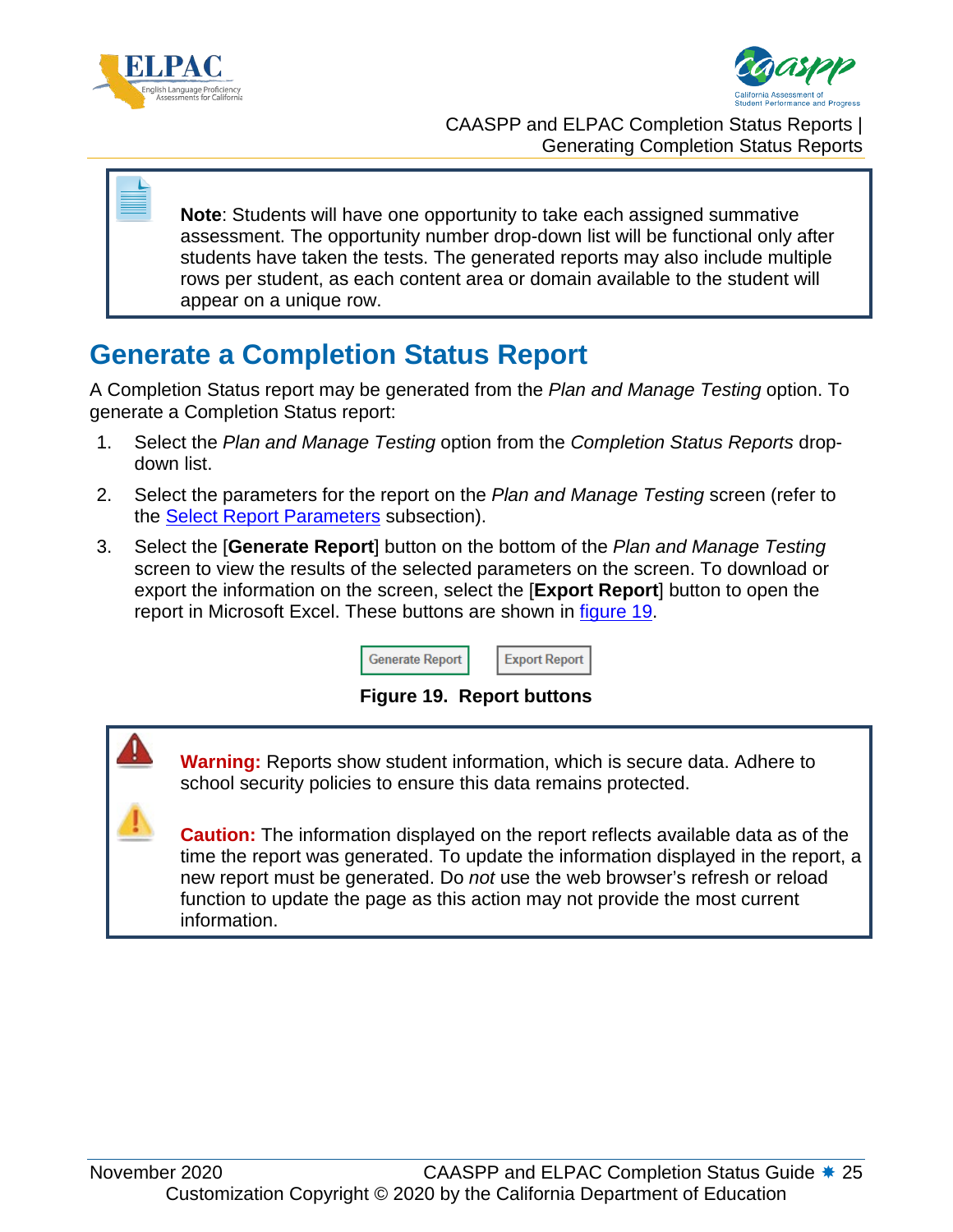**Note**: Students will have one opportunity to take each assigned summative assessment. The opportunity number drop-down list will be functional only after students have taken the tests. The generated reports may also include multiple rows per student, as each content area or domain available to the student will appear on a unique row.

## Generate a Completion Status Report

A Completion Status report may be generated from the *Plan and Manage Testing* option. To generate a Completion Status report:

1. Select the *Plan and Manage Testing* option from the *Completion Status Reports* drop-down list.
2. Select the parameters for the report on the *Plan and Manage Testing* screen (refer to the Select Report Parameters subsection).
3. Select the [**Generate Report**] button on the bottom of the *Plan and Manage Testing* screen to view the results of the selected parameters on the screen. To download or export the information on the screen, select the [**Export Report**] button to open the report in Microsoft Excel. These buttons are shown in figure 19.

Generate Report    Export Report

**Figure 19. Report buttons**

**Warning:** Reports show student information, which is secure data. Adhere to school security policies to ensure this data remains protected.

**Caution:** The information displayed on the report reflects available data as of the time the report was generated. To update the information displayed in the report, a new report must be generated. Do *not* use the web browser's refresh or reload function to update the page as this action may not provide the most current information.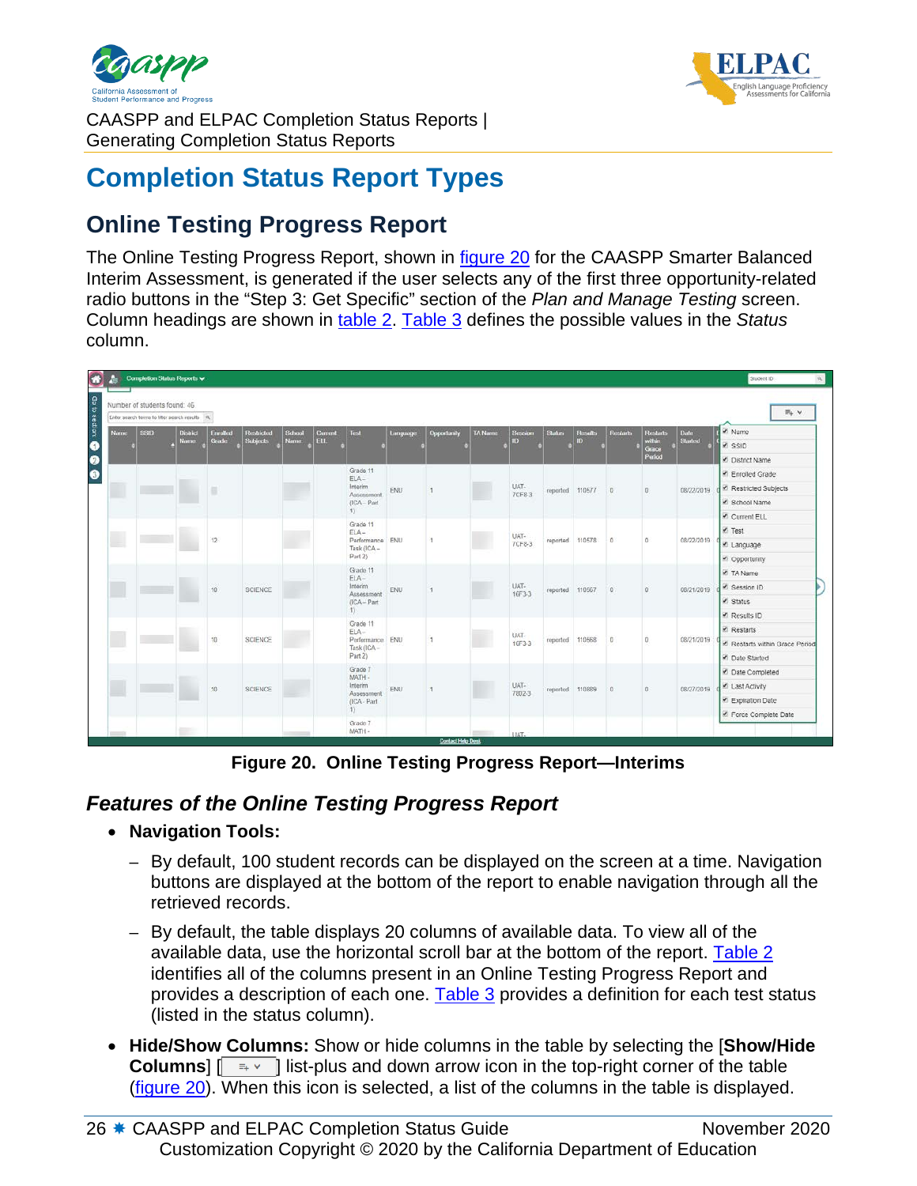# Completion Status Report Types

## Online Testing Progress Report

The Online Testing Progress Report, shown in figure 20 for the CAASPP Smarter Balanced Interim Assessment, is generated if the user selects any of the first three opportunity-related radio buttons in the "Step 3: Get Specific" section of the *Plan and Manage Testing* screen. Column headings are shown in table 2. Table 3 defines the possible values in the *Status* column.

**Figure 20. Online Testing Progress Report—Interims**

### *Features of the Online Testing Progress Report*

- **Navigation Tools:**
  - By default, 100 student records can be displayed on the screen at a time. Navigation buttons are displayed at the bottom of the report to enable navigation through all the retrieved records.
  - By default, the table displays 20 columns of available data. To view all of the available data, use the horizontal scroll bar at the bottom of the report. Table 2 identifies all of the columns present in an Online Testing Progress Report and provides a description of each one. Table 3 provides a definition for each test status (listed in the status column).
- **Hide/Show Columns:** Show or hide columns in the table by selecting the [**Show/Hide Columns**] [ ] list-plus and down arrow icon in the top-right corner of the table (figure 20). When this icon is selected, a list of the columns in the table is displayed.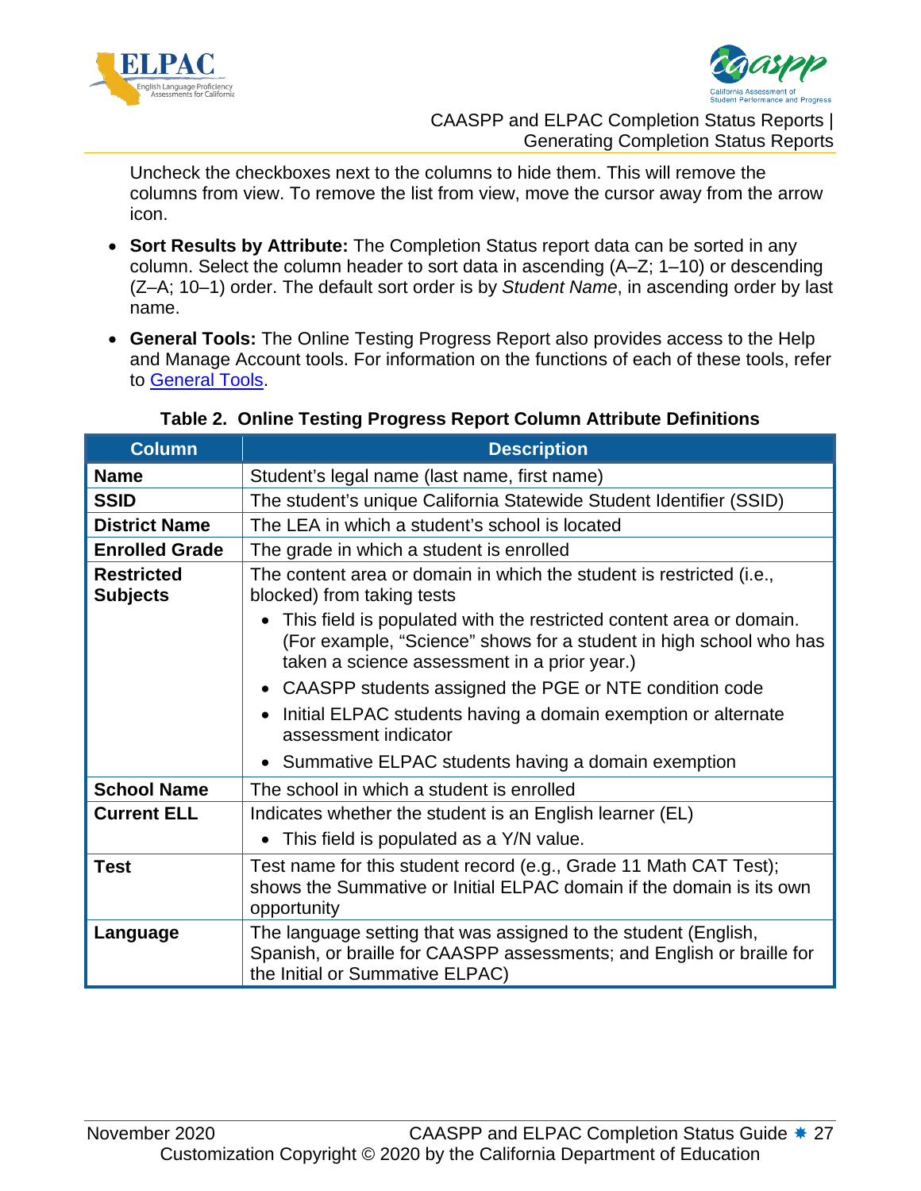Uncheck the checkboxes next to the columns to hide them. This will remove the columns from view. To remove the list from view, move the cursor away from the arrow icon.

- **Sort Results by Attribute:** The Completion Status report data can be sorted in any column. Select the column header to sort data in ascending (A–Z; 1–10) or descending (Z–A; 10–1) order. The default sort order is by *Student Name*, in ascending order by last name.
- **General Tools:** The Online Testing Progress Report also provides access to the Help and Manage Account tools. For information on the functions of each of these tools, refer to General Tools.

**Table 2. Online Testing Progress Report Column Attribute Definitions**

| Column | Description |
|---|---|
| **Name** | Student's legal name (last name, first name) |
| **SSID** | The student's unique California Statewide Student Identifier (SSID) |
| **District Name** | The LEA in which a student's school is located |
| **Enrolled Grade** | The grade in which a student is enrolled |
| **Restricted Subjects** | The content area or domain in which the student is restricted (i.e., blocked) from taking tests<br>• This field is populated with the restricted content area or domain. (For example, "Science" shows for a student in high school who has taken a science assessment in a prior year.)<br>• CAASPP students assigned the PGE or NTE condition code<br>• Initial ELPAC students having a domain exemption or alternate assessment indicator<br>• Summative ELPAC students having a domain exemption |
| **School Name** | The school in which a student is enrolled |
| **Current ELL** | Indicates whether the student is an English learner (EL)<br>• This field is populated as a Y/N value. |
| **Test** | Test name for this student record (e.g., Grade 11 Math CAT Test); shows the Summative or Initial ELPAC domain if the domain is its own opportunity |
| **Language** | The language setting that was assigned to the student (English, Spanish, or braille for CAASPP assessments; and English or braille for the Initial or Summative ELPAC) |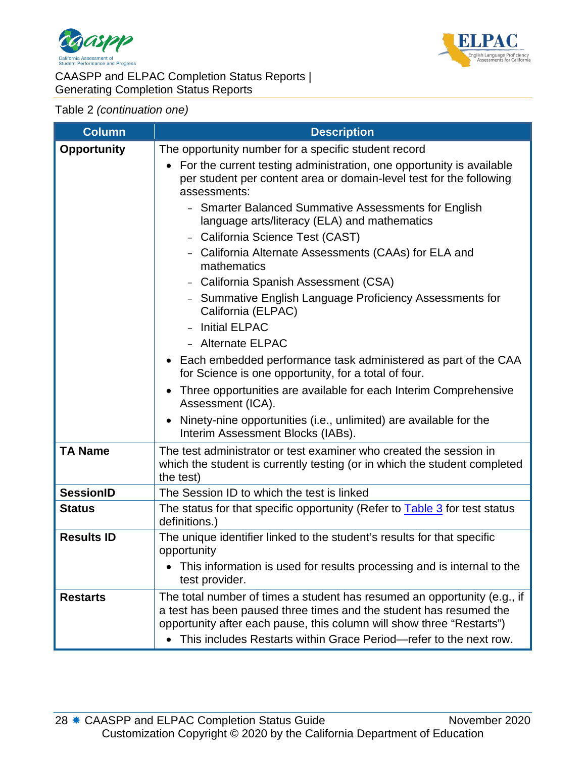Table 2 *(continuation one)*

| Column | Description |
|---|---|
| **Opportunity** | The opportunity number for a specific student record<br>• For the current testing administration, one opportunity is available per student per content area or domain-level test for the following assessments:<br>  – Smarter Balanced Summative Assessments for English language arts/literacy (ELA) and mathematics<br>  – California Science Test (CAST)<br>  – California Alternate Assessments (CAAs) for ELA and mathematics<br>  – California Spanish Assessment (CSA)<br>  – Summative English Language Proficiency Assessments for California (ELPAC)<br>  – Initial ELPAC<br>  – Alternate ELPAC<br>• Each embedded performance task administered as part of the CAA for Science is one opportunity, for a total of four.<br>• Three opportunities are available for each Interim Comprehensive Assessment (ICA).<br>• Ninety-nine opportunities (i.e., unlimited) are available for the Interim Assessment Blocks (IABs). |
| **TA Name** | The test administrator or test examiner who created the session in which the student is currently testing (or in which the student completed the test) |
| **SessionID** | The Session ID to which the test is linked |
| **Status** | The status for that specific opportunity (Refer to Table 3 for test status definitions.) |
| **Results ID** | The unique identifier linked to the student's results for that specific opportunity<br>• This information is used for results processing and is internal to the test provider. |
| **Restarts** | The total number of times a student has resumed an opportunity (e.g., if a test has been paused three times and the student has resumed the opportunity after each pause, this column will show three "Restarts")<br>• This includes Restarts within Grace Period—refer to the next row. |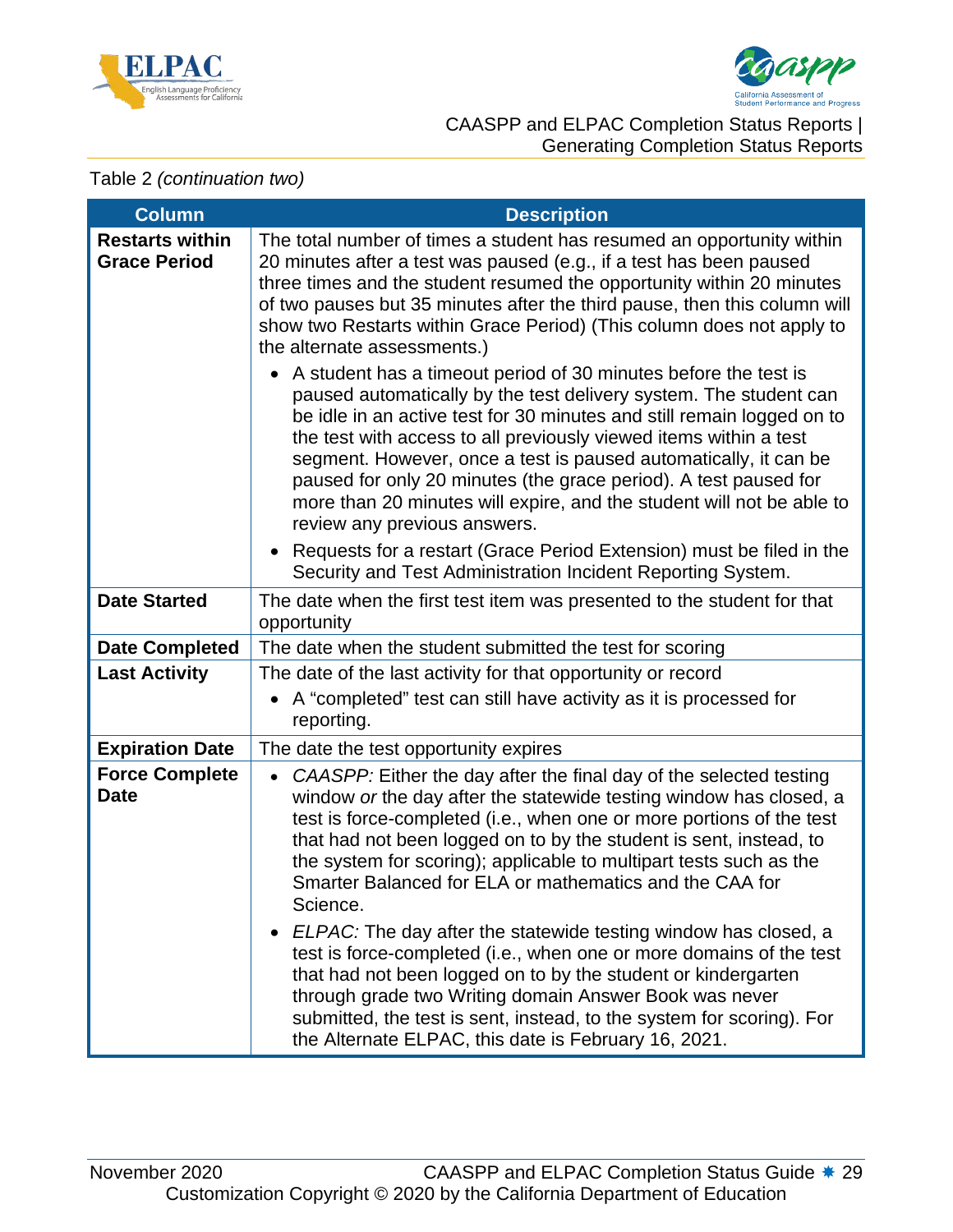Table 2 *(continuation two)*

| Column | Description |
|---|---|
| **Restarts within Grace Period** | The total number of times a student has resumed an opportunity within 20 minutes after a test was paused (e.g., if a test has been paused three times and the student resumed the opportunity within 20 minutes of two pauses but 35 minutes after the third pause, then this column will show two Restarts within Grace Period) (This column does not apply to the alternate assessments.)<br>• A student has a timeout period of 30 minutes before the test is paused automatically by the test delivery system. The student can be idle in an active test for 30 minutes and still remain logged on to the test with access to all previously viewed items within a test segment. However, once a test is paused automatically, it can be paused for only 20 minutes (the grace period). A test paused for more than 20 minutes will expire, and the student will not be able to review any previous answers.<br>• Requests for a restart (Grace Period Extension) must be filed in the Security and Test Administration Incident Reporting System. |
| **Date Started** | The date when the first test item was presented to the student for that opportunity |
| **Date Completed** | The date when the student submitted the test for scoring |
| **Last Activity** | The date of the last activity for that opportunity or record<br>• A “completed” test can still have activity as it is processed for reporting. |
| **Expiration Date** | The date the test opportunity expires |
| **Force Complete Date** | • *CAASPP:* Either the day after the final day of the selected testing window *or* the day after the statewide testing window has closed, a test is force-completed (i.e., when one or more portions of the test that had not been logged on to by the student is sent, instead, to the system for scoring); applicable to multipart tests such as the Smarter Balanced for ELA or mathematics and the CAA for Science.<br>• *ELPAC:* The day after the statewide testing window has closed, a test is force-completed (i.e., when one or more domains of the test that had not been logged on to by the student or kindergarten through grade two Writing domain Answer Book was never submitted, the test is sent, instead, to the system for scoring). For the Alternate ELPAC, this date is February 16, 2021. |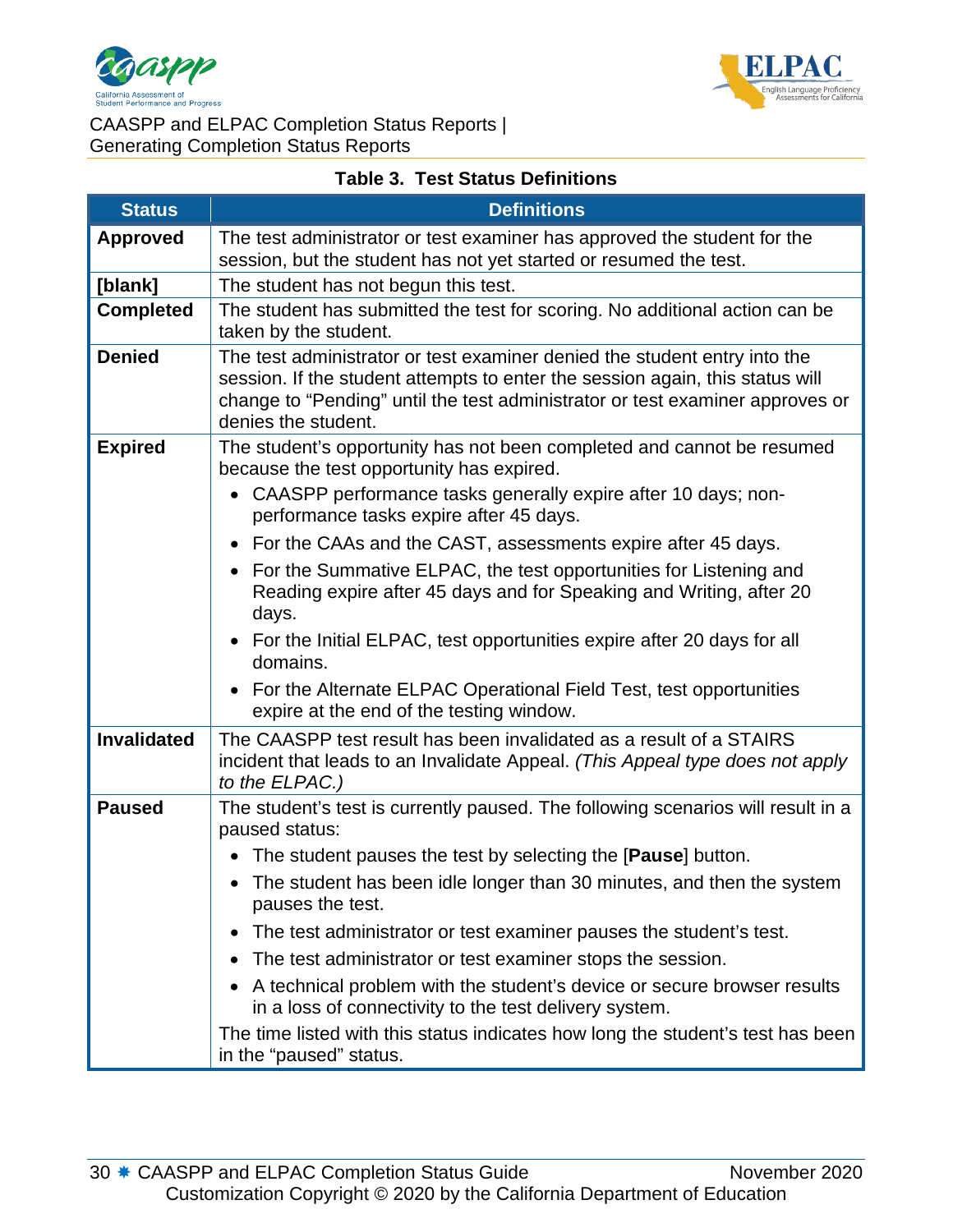**Table 3. Test Status Definitions**

| Status | Definitions |
|---|---|
| **Approved** | The test administrator or test examiner has approved the student for the session, but the student has not yet started or resumed the test. |
| **[blank]** | The student has not begun this test. |
| **Completed** | The student has submitted the test for scoring. No additional action can be taken by the student. |
| **Denied** | The test administrator or test examiner denied the student entry into the session. If the student attempts to enter the session again, this status will change to “Pending” until the test administrator or test examiner approves or denies the student. |
| **Expired** | The student’s opportunity has not been completed and cannot be resumed because the test opportunity has expired.<br>• CAASPP performance tasks generally expire after 10 days; non-performance tasks expire after 45 days.<br>• For the CAAs and the CAST, assessments expire after 45 days.<br>• For the Summative ELPAC, the test opportunities for Listening and Reading expire after 45 days and for Speaking and Writing, after 20 days.<br>• For the Initial ELPAC, test opportunities expire after 20 days for all domains.<br>• For the Alternate ELPAC Operational Field Test, test opportunities expire at the end of the testing window. |
| **Invalidated** | The CAASPP test result has been invalidated as a result of a STAIRS incident that leads to an Invalidate Appeal. *(This Appeal type does not apply to the ELPAC.)* |
| **Paused** | The student’s test is currently paused. The following scenarios will result in a paused status:<br>• The student pauses the test by selecting the [**Pause**] button.<br>• The student has been idle longer than 30 minutes, and then the system pauses the test.<br>• The test administrator or test examiner pauses the student’s test.<br>• The test administrator or test examiner stops the session.<br>• A technical problem with the student’s device or secure browser results in a loss of connectivity to the test delivery system.<br>The time listed with this status indicates how long the student’s test has been in the “paused” status. |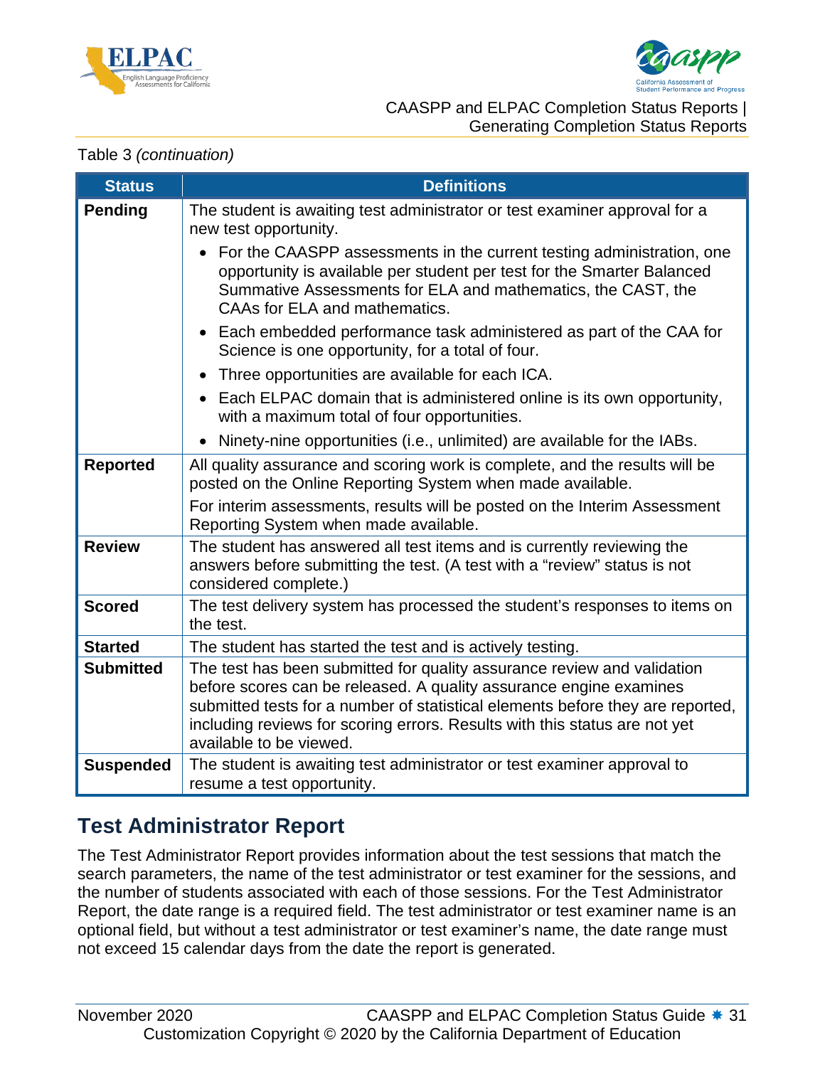Table 3 *(continuation)*

| Status | Definitions |
|---|---|
| **Pending** | The student is awaiting test administrator or test examiner approval for a new test opportunity. <br>• For the CAASPP assessments in the current testing administration, one opportunity is available per student per test for the Smarter Balanced Summative Assessments for ELA and mathematics, the CAST, the CAAs for ELA and mathematics. <br>• Each embedded performance task administered as part of the CAA for Science is one opportunity, for a total of four. <br>• Three opportunities are available for each ICA. <br>• Each ELPAC domain that is administered online is its own opportunity, with a maximum total of four opportunities. <br>• Ninety-nine opportunities (i.e., unlimited) are available for the IABs. |
| **Reported** | All quality assurance and scoring work is complete, and the results will be posted on the Online Reporting System when made available. <br>For interim assessments, results will be posted on the Interim Assessment Reporting System when made available. |
| **Review** | The student has answered all test items and is currently reviewing the answers before submitting the test. (A test with a "review" status is not considered complete.) |
| **Scored** | The test delivery system has processed the student's responses to items on the test. |
| **Started** | The student has started the test and is actively testing. |
| **Submitted** | The test has been submitted for quality assurance review and validation before scores can be released. A quality assurance engine examines submitted tests for a number of statistical elements before they are reported, including reviews for scoring errors. Results with this status are not yet available to be viewed. |
| **Suspended** | The student is awaiting test administrator or test examiner approval to resume a test opportunity. |

## Test Administrator Report

The Test Administrator Report provides information about the test sessions that match the search parameters, the name of the test administrator or test examiner for the sessions, and the number of students associated with each of those sessions. For the Test Administrator Report, the date range is a required field. The test administrator or test examiner name is an optional field, but without a test administrator or test examiner's name, the date range must not exceed 15 calendar days from the date the report is generated.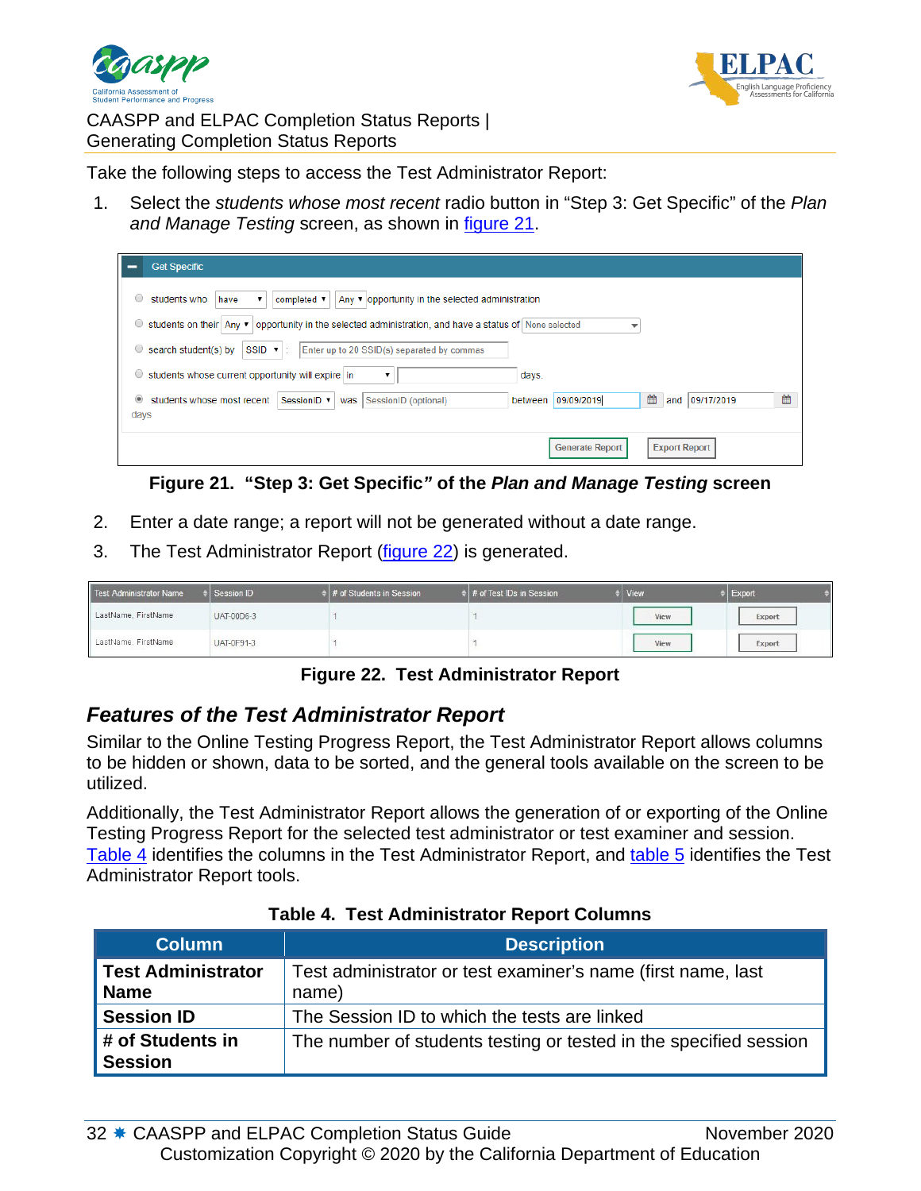Take the following steps to access the Test Administrator Report:

1. Select the *students whose most recent* radio button in "Step 3: Get Specific" of the *Plan and Manage Testing* screen, as shown in figure 21.

**Figure 21. "Step 3: Get Specific" of the *Plan and Manage Testing* screen**

2. Enter a date range; a report will not be generated without a date range.
3. The Test Administrator Report (figure 22) is generated.

**Figure 22. Test Administrator Report**

### *Features of the Test Administrator Report*

Similar to the Online Testing Progress Report, the Test Administrator Report allows columns to be hidden or shown, data to be sorted, and the general tools available on the screen to be utilized.

Additionally, the Test Administrator Report allows the generation of or exporting of the Online Testing Progress Report for the selected test administrator or test examiner and session. Table 4 identifies the columns in the Test Administrator Report, and table 5 identifies the Test Administrator Report tools.

**Table 4. Test Administrator Report Columns**

| Column | Description |
|---|---|
| **Test Administrator Name** | Test administrator or test examiner's name (first name, last name) |
| **Session ID** | The Session ID to which the tests are linked |
| **# of Students in Session** | The number of students testing or tested in the specified session |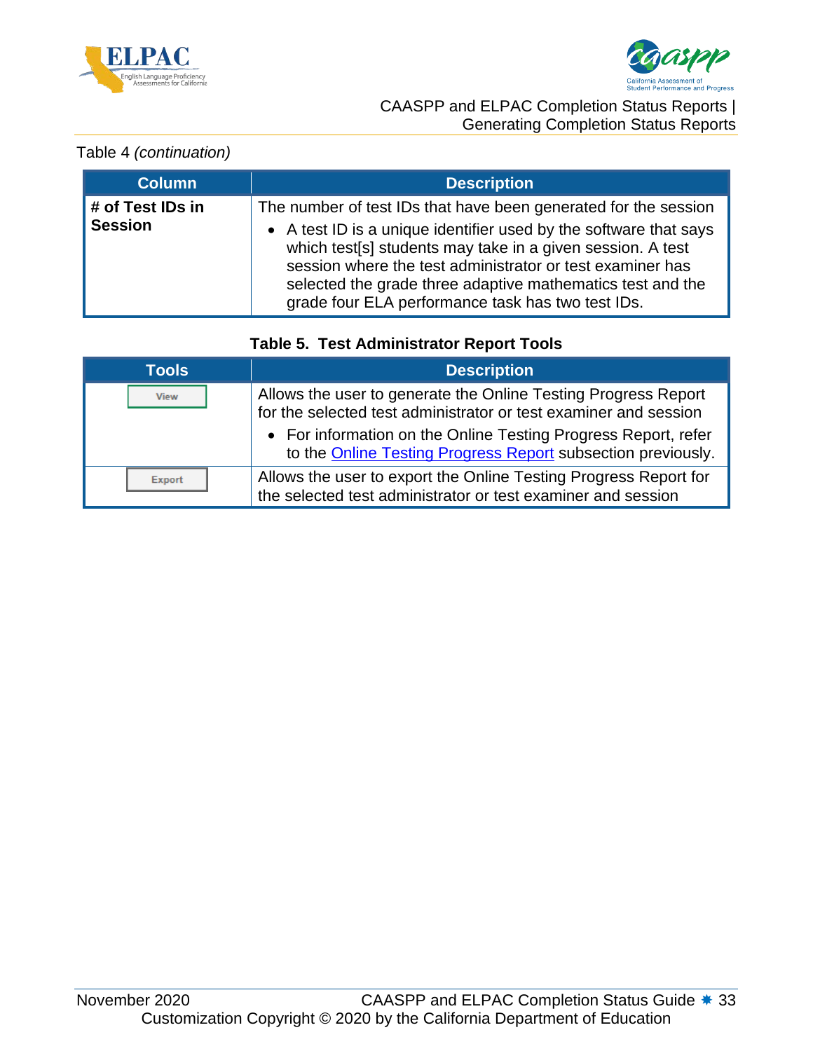Table 4 *(continuation)*

| Column | Description |
|---|---|
| **# of Test IDs in Session** | The number of test IDs that have been generated for the session<br>• A test ID is a unique identifier used by the software that says which test[s] students may take in a given session. A test session where the test administrator or test examiner has selected the grade three adaptive mathematics test and the grade four ELA performance task has two test IDs. |

**Table 5. Test Administrator Report Tools**

| Tools | Description |
|---|---|
| View | Allows the user to generate the Online Testing Progress Report for the selected test administrator or test examiner and session<br>• For information on the Online Testing Progress Report, refer to the Online Testing Progress Report subsection previously. |
| Export | Allows the user to export the Online Testing Progress Report for the selected test administrator or test examiner and session |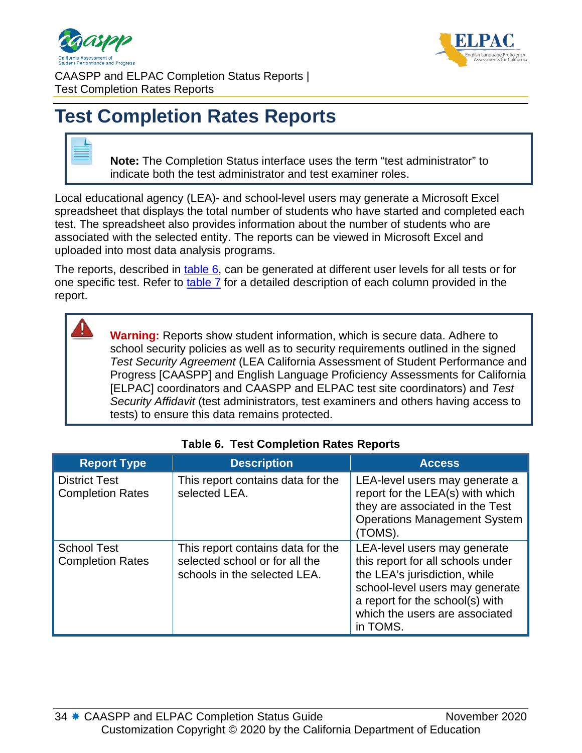# Test Completion Rates Reports

> **Note:** The Completion Status interface uses the term "test administrator" to indicate both the test administrator and test examiner roles.

Local educational agency (LEA)- and school-level users may generate a Microsoft Excel spreadsheet that displays the total number of students who have started and completed each test. The spreadsheet also provides information about the number of students who are associated with the selected entity. The reports can be viewed in Microsoft Excel and uploaded into most data analysis programs.

The reports, described in table 6, can be generated at different user levels for all tests or for one specific test. Refer to table 7 for a detailed description of each column provided in the report.

> **Warning:** Reports show student information, which is secure data. Adhere to school security policies as well as to security requirements outlined in the signed *Test Security Agreement* (LEA California Assessment of Student Performance and Progress [CAASPP] and English Language Proficiency Assessments for California [ELPAC] coordinators and CAASPP and ELPAC test site coordinators) and *Test Security Affidavit* (test administrators, test examiners and others having access to tests) to ensure this data remains protected.

**Table 6. Test Completion Rates Reports**

| Report Type | Description | Access |
|---|---|---|
| District Test Completion Rates | This report contains data for the selected LEA. | LEA-level users may generate a report for the LEA(s) with which they are associated in the Test Operations Management System (TOMS). |
| School Test Completion Rates | This report contains data for the selected school or for all the schools in the selected LEA. | LEA-level users may generate this report for all schools under the LEA's jurisdiction, while school-level users may generate a report for the school(s) with which the users are associated in TOMS. |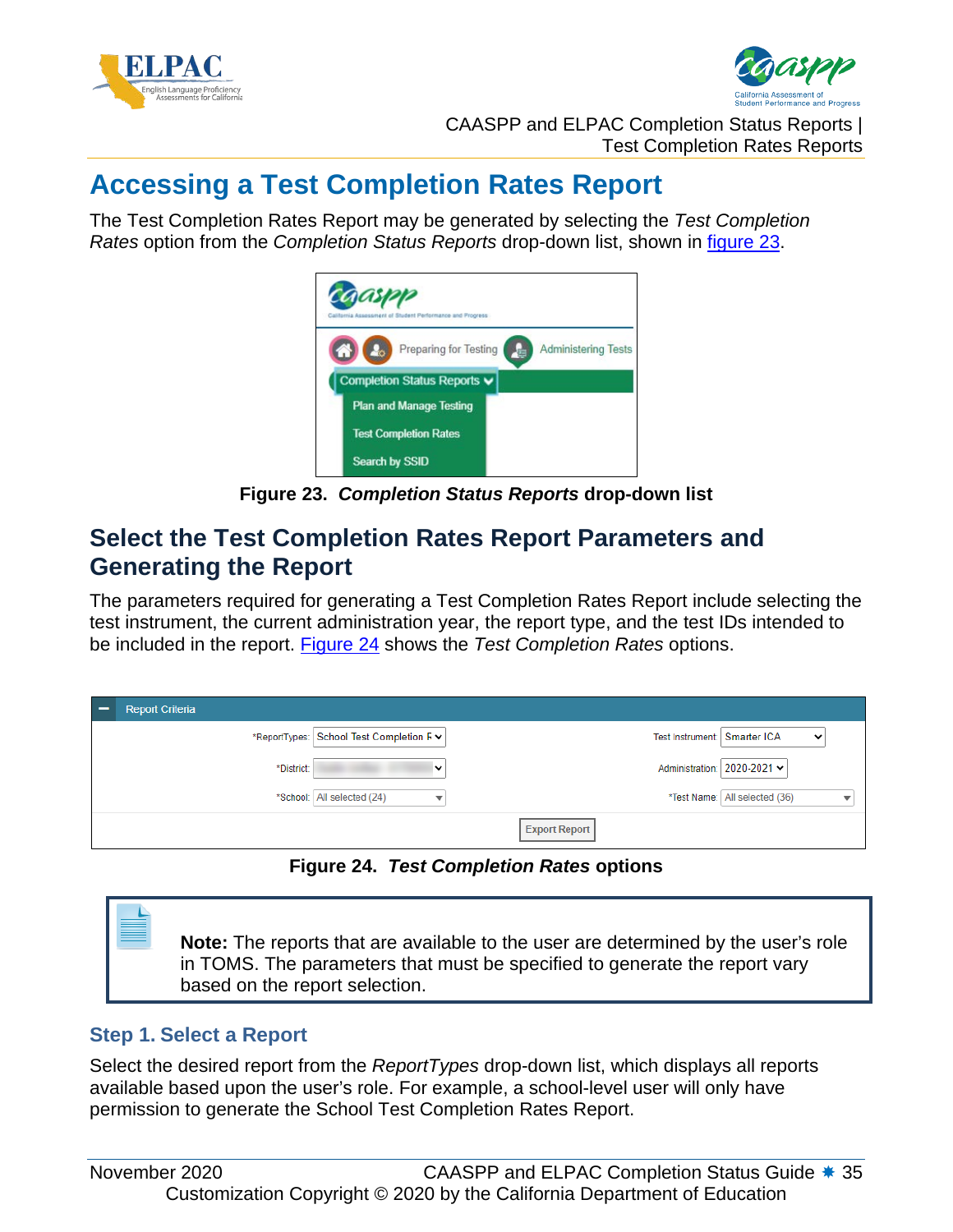# Accessing a Test Completion Rates Report

The Test Completion Rates Report may be generated by selecting the *Test Completion Rates* option from the *Completion Status Reports* drop-down list, shown in figure 23.

**Figure 23. *Completion Status Reports* drop-down list**

## Select the Test Completion Rates Report Parameters and Generating the Report

The parameters required for generating a Test Completion Rates Report include selecting the test instrument, the current administration year, the report type, and the test IDs intended to be included in the report. Figure 24 shows the *Test Completion Rates* options.

**Figure 24. *Test Completion Rates* options**

> **Note:** The reports that are available to the user are determined by the user's role in TOMS. The parameters that must be specified to generate the report vary based on the report selection.

### Step 1. Select a Report

Select the desired report from the *ReportTypes* drop-down list, which displays all reports available based upon the user's role. For example, a school-level user will only have permission to generate the School Test Completion Rates Report.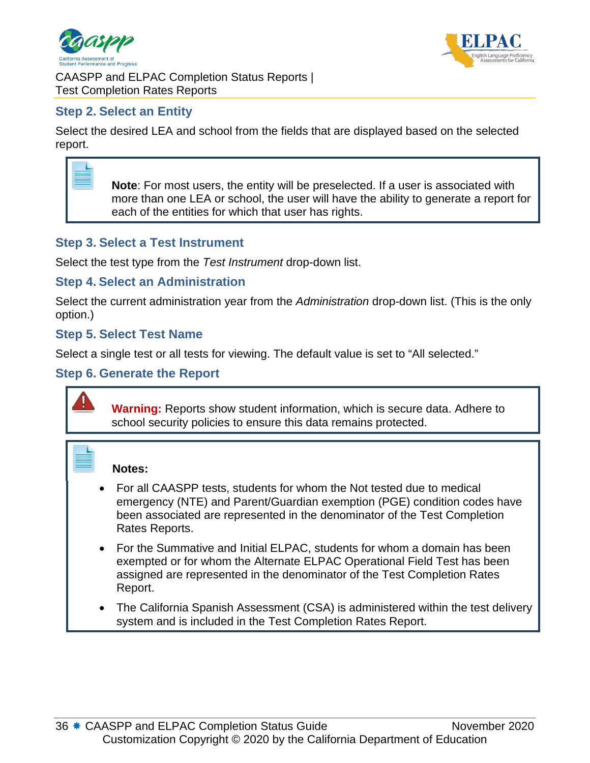### Step 2. Select an Entity

Select the desired LEA and school from the fields that are displayed based on the selected report.

> **Note**: For most users, the entity will be preselected. If a user is associated with more than one LEA or school, the user will have the ability to generate a report for each of the entities for which that user has rights.

### Step 3. Select a Test Instrument

Select the test type from the *Test Instrument* drop-down list.

### Step 4. Select an Administration

Select the current administration year from the *Administration* drop-down list. (This is the only option.)

### Step 5. Select Test Name

Select a single test or all tests for viewing. The default value is set to “All selected.”

### Step 6. Generate the Report

> **Warning:** Reports show student information, which is secure data. Adhere to school security policies to ensure this data remains protected.

> **Notes:**
>
> - For all CAASPP tests, students for whom the Not tested due to medical emergency (NTE) and Parent/Guardian exemption (PGE) condition codes have been associated are represented in the denominator of the Test Completion Rates Reports.
> - For the Summative and Initial ELPAC, students for whom a domain has been exempted or for whom the Alternate ELPAC Operational Field Test has been assigned are represented in the denominator of the Test Completion Rates Report.
> - The California Spanish Assessment (CSA) is administered within the test delivery system and is included in the Test Completion Rates Report.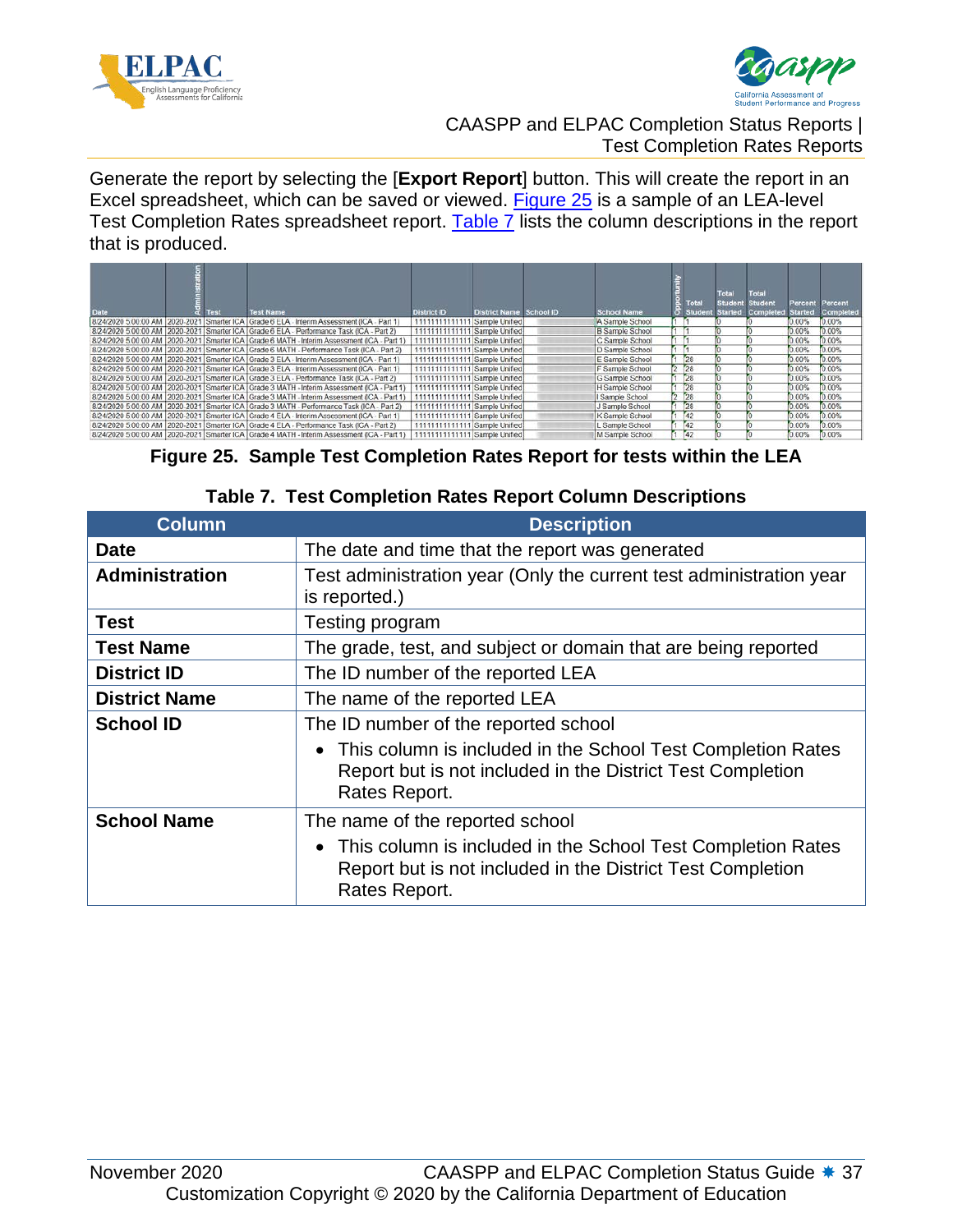Generate the report by selecting the [**Export Report**] button. This will create the report in an Excel spreadsheet, which can be saved or viewed. Figure 25 is a sample of an LEA-level Test Completion Rates spreadsheet report. Table 7 lists the column descriptions in the report that is produced.

| Date | Administration | Test | Test Name | District ID | District Name | School ID | School Name | Opportunity | Total Student | Total Student Started | Total Student Completed | Percent Started | Percent Completed |
|---|---|---|---|---|---|---|---|---|---|---|---|---|---|
| 8/24/2020 5:00:00 AM | 2020-2021 | Smarter ICA | Grade 6 ELA - Interim Assessment (ICA - Part 1) | 11111111111111 | Sample Unified | | A Sample School | 1 | 1 | 0 | 0 | 0.00% | 0.00% |
| 8/24/2020 5:00:00 AM | 2020-2021 | Smarter ICA | Grade 6 ELA - Performance Task (ICA - Part 2) | 11111111111111 | Sample Unified | | B Sample School | 1 | 1 | 0 | 0 | 0.00% | 0.00% |
| 8/24/2020 5:00:00 AM | 2020-2021 | Smarter ICA | Grade 6 MATH - Interim Assessment (ICA - Part 1) | 11111111111111 | Sample Unified | | C Sample School | 1 | 1 | 0 | 0 | 0.00% | 0.00% |
| 8/24/2020 5:00:00 AM | 2020-2021 | Smarter ICA | Grade 6 MATH - Performance Task (ICA - Part 2) | 11111111111111 | Sample Unified | | D Sample School | 1 | 1 | 0 | 0 | 0.00% | 0.00% |
| 8/24/2020 5:00:00 AM | 2020-2021 | Smarter ICA | Grade 3 ELA - Interim Assessment (ICA - Part 1) | 11111111111111 | Sample Unified | | E Sample School | 1 | 28 | 0 | 0 | 0.00% | 0.00% |
| 8/24/2020 5:00:00 AM | 2020-2021 | Smarter ICA | Grade 3 ELA - Interim Assessment (ICA - Part 1) | 11111111111111 | Sample Unified | | F Sample School | 2 | 28 | 0 | 0 | 0.00% | 0.00% |
| 8/24/2020 5:00:00 AM | 2020-2021 | Smarter ICA | Grade 3 ELA - Performance Task (ICA - Part 2) | 11111111111111 | Sample Unified | | G Sample School | 1 | 28 | 0 | 0 | 0.00% | 0.00% |
| 8/24/2020 5:00:00 AM | 2020-2021 | Smarter ICA | Grade 3 MATH - Interim Assessment (ICA - Part 1) | 11111111111111 | Sample Unified | | H Sample School | 1 | 28 | 0 | 0 | 0.00% | 0.00% |
| 8/24/2020 5:00:00 AM | 2020-2021 | Smarter ICA | Grade 3 MATH - Interim Assessment (ICA - Part 1) | 11111111111111 | Sample Unified | | I Sample School | 2 | 28 | 0 | 0 | 0.00% | 0.00% |
| 8/24/2020 5:00:00 AM | 2020-2021 | Smarter ICA | Grade 3 MATH - Performance Task (ICA - Part 2) | 11111111111111 | Sample Unified | | J Sample School | 1 | 28 | 0 | 0 | 0.00% | 0.00% |
| 8/24/2020 5:00:00 AM | 2020-2021 | Smarter ICA | Grade 4 ELA - Interim Assessment (ICA - Part 1) | 11111111111111 | Sample Unified | | K Sample School | 1 | 42 | 0 | 0 | 0.00% | 0.00% |
| 8/24/2020 5:00:00 AM | 2020-2021 | Smarter ICA | Grade 4 ELA - Performance Task (ICA - Part 2) | 11111111111111 | Sample Unified | | L Sample School | 1 | 42 | 0 | 0 | 0.00% | 0.00% |
| 8/24/2020 5:00:00 AM | 2020-2021 | Smarter ICA | Grade 4 MATH - Interim Assessment (ICA - Part 1) | 11111111111111 | Sample Unified | | M Sample School | 1 | 42 | 0 | 0 | 0.00% | 0.00% |

**Figure 25. Sample Test Completion Rates Report for tests within the LEA**

**Table 7. Test Completion Rates Report Column Descriptions**

| Column | Description |
|---|---|
| **Date** | The date and time that the report was generated |
| **Administration** | Test administration year (Only the current test administration year is reported.) |
| **Test** | Testing program |
| **Test Name** | The grade, test, and subject or domain that are being reported |
| **District ID** | The ID number of the reported LEA |
| **District Name** | The name of the reported LEA |
| **School ID** | The ID number of the reported school<br>• This column is included in the School Test Completion Rates Report but is not included in the District Test Completion Rates Report. |
| **School Name** | The name of the reported school<br>• This column is included in the School Test Completion Rates Report but is not included in the District Test Completion Rates Report. |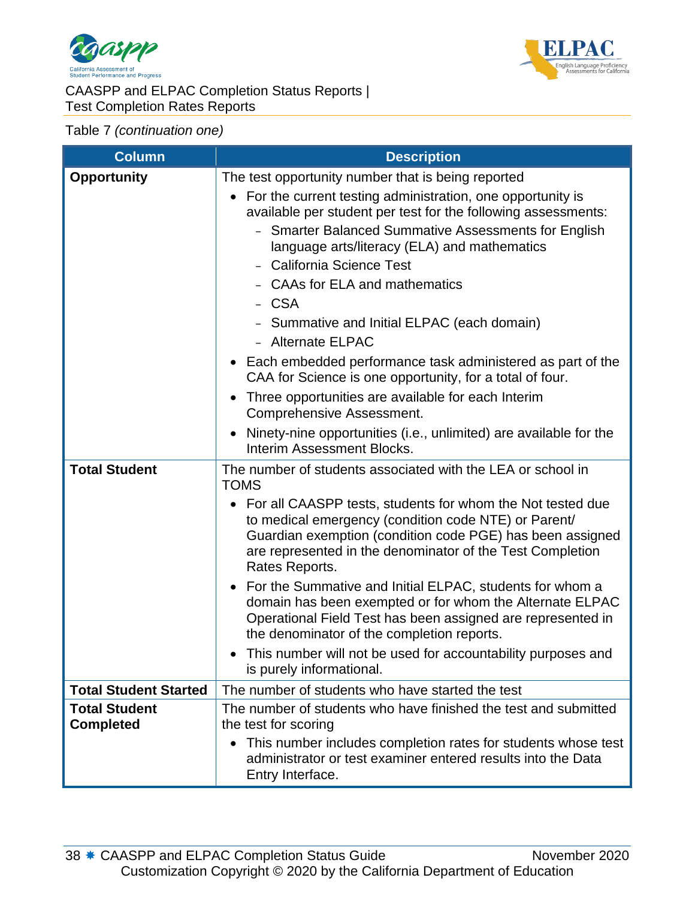Table 7 *(continuation one)*

| Column | Description |
|---|---|
| **Opportunity** | The test opportunity number that is being reported<br>• For the current testing administration, one opportunity is available per student per test for the following assessments:<br>– Smarter Balanced Summative Assessments for English language arts/literacy (ELA) and mathematics<br>– California Science Test<br>– CAAs for ELA and mathematics<br>– CSA<br>– Summative and Initial ELPAC (each domain)<br>– Alternate ELPAC<br>• Each embedded performance task administered as part of the CAA for Science is one opportunity, for a total of four.<br>• Three opportunities are available for each Interim Comprehensive Assessment.<br>• Ninety-nine opportunities (i.e., unlimited) are available for the Interim Assessment Blocks. |
| **Total Student** | The number of students associated with the LEA or school in TOMS<br>• For all CAASPP tests, students for whom the Not tested due to medical emergency (condition code NTE) or Parent/ Guardian exemption (condition code PGE) has been assigned are represented in the denominator of the Test Completion Rates Reports.<br>• For the Summative and Initial ELPAC, students for whom a domain has been exempted or for whom the Alternate ELPAC Operational Field Test has been assigned are represented in the denominator of the completion reports.<br>• This number will not be used for accountability purposes and is purely informational. |
| **Total Student Started** | The number of students who have started the test |
| **Total Student Completed** | The number of students who have finished the test and submitted the test for scoring<br>• This number includes completion rates for students whose test administrator or test examiner entered results into the Data Entry Interface. |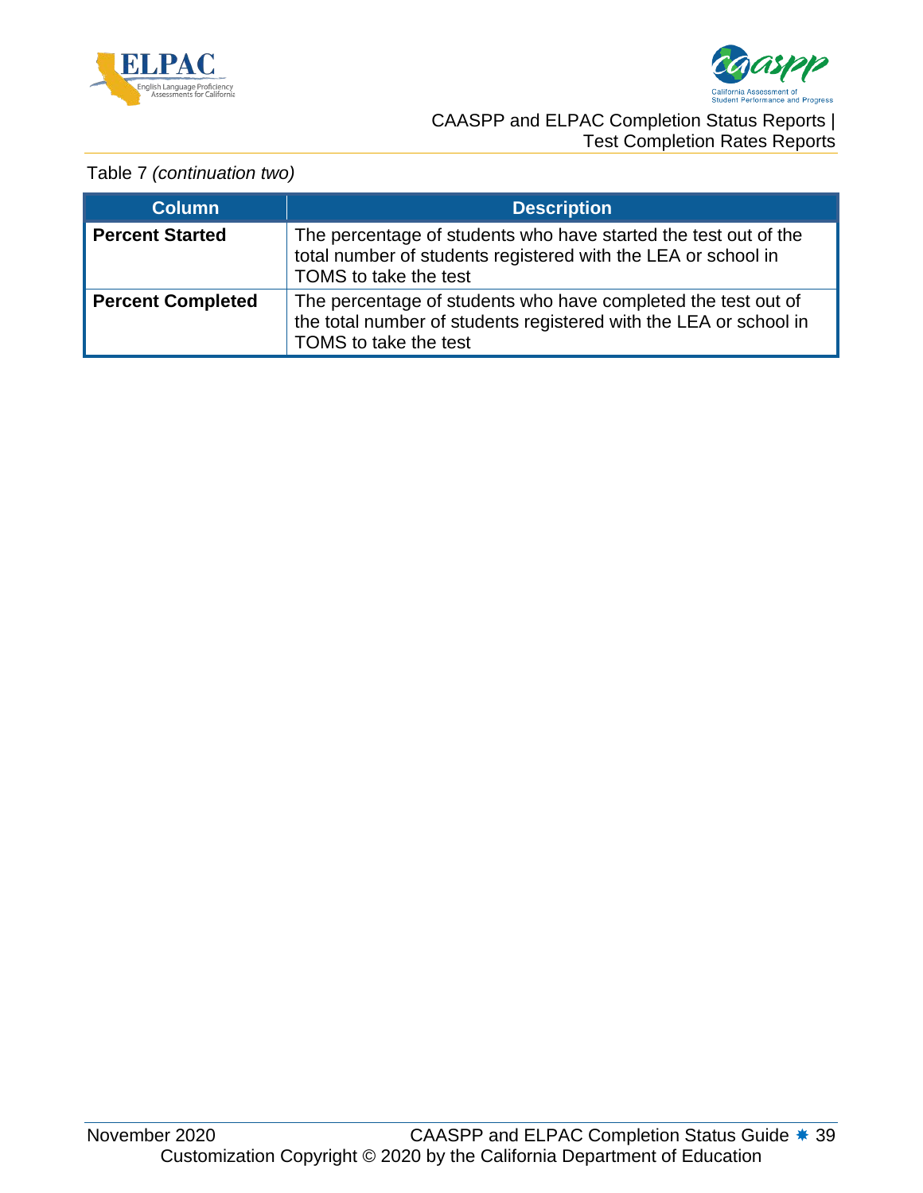Table 7 *(continuation two)*

| Column | Description |
|---|---|
| **Percent Started** | The percentage of students who have started the test out of the total number of students registered with the LEA or school in TOMS to take the test |
| **Percent Completed** | The percentage of students who have completed the test out of the total number of students registered with the LEA or school in TOMS to take the test |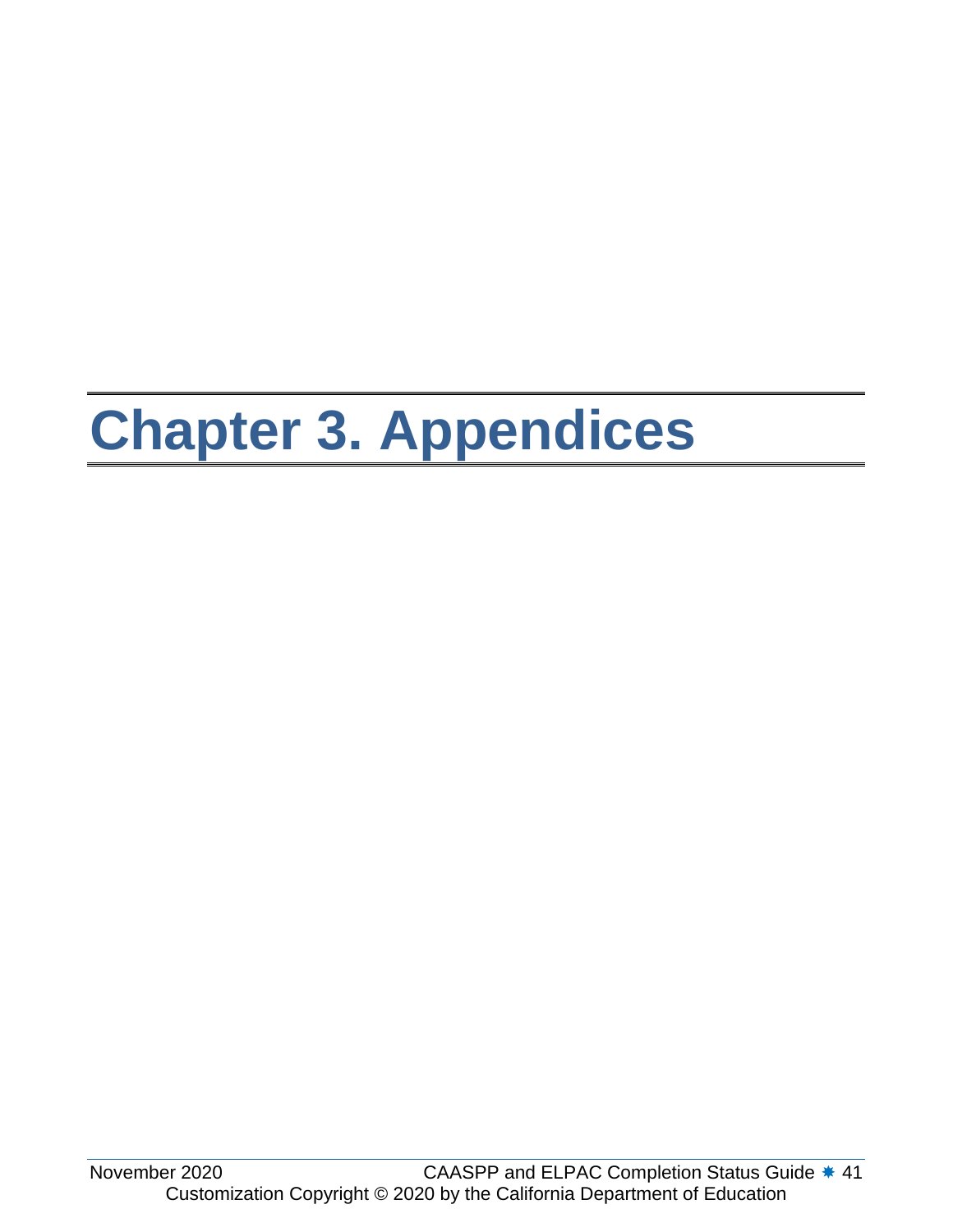# Chapter 3. Appendices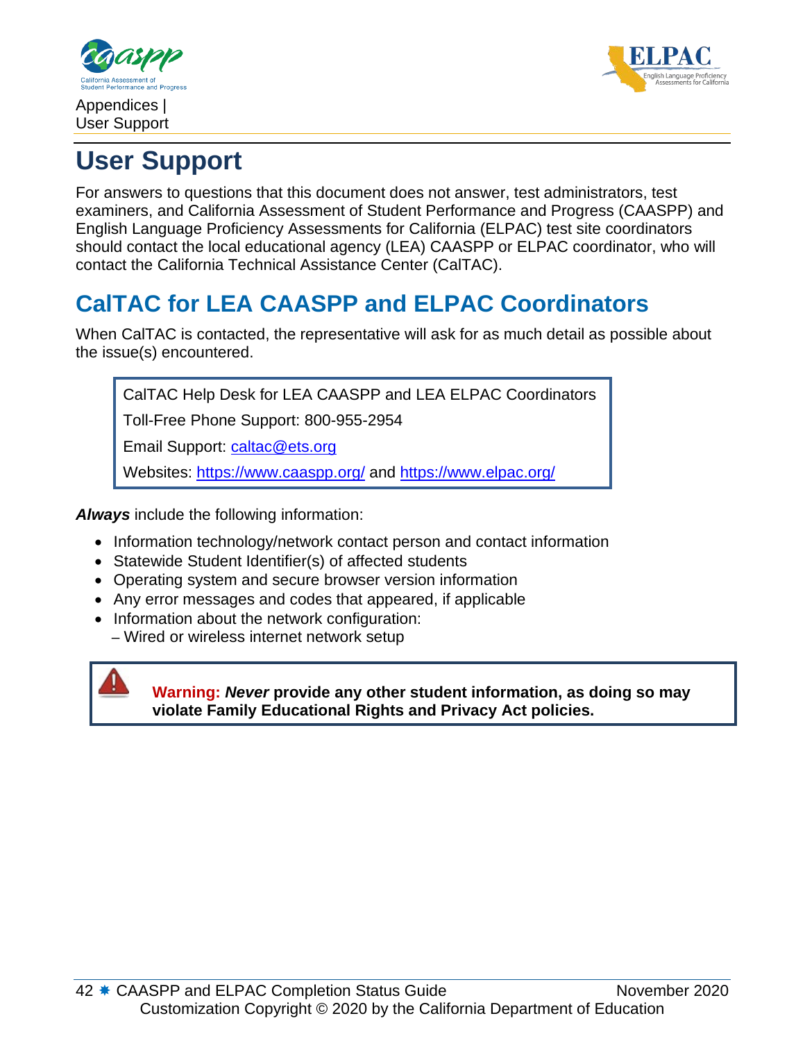# User Support

For answers to questions that this document does not answer, test administrators, test examiners, and California Assessment of Student Performance and Progress (CAASPP) and English Language Proficiency Assessments for California (ELPAC) test site coordinators should contact the local educational agency (LEA) CAASPP or ELPAC coordinator, who will contact the California Technical Assistance Center (CalTAC).

## CalTAC for LEA CAASPP and ELPAC Coordinators

When CalTAC is contacted, the representative will ask for as much detail as possible about the issue(s) encountered.

CalTAC Help Desk for LEA CAASPP and LEA ELPAC Coordinators

Toll-Free Phone Support: 800-955-2954

Email Support: caltac@ets.org

Websites: https://www.caaspp.org/ and https://www.elpac.org/

***Always*** include the following information:

- Information technology/network contact person and contact information
- Statewide Student Identifier(s) of affected students
- Operating system and secure browser version information
- Any error messages and codes that appeared, if applicable
- Information about the network configuration:
  - Wired or wireless internet network setup

**Warning: *Never* provide any other student information, as doing so may violate Family Educational Rights and Privacy Act policies.**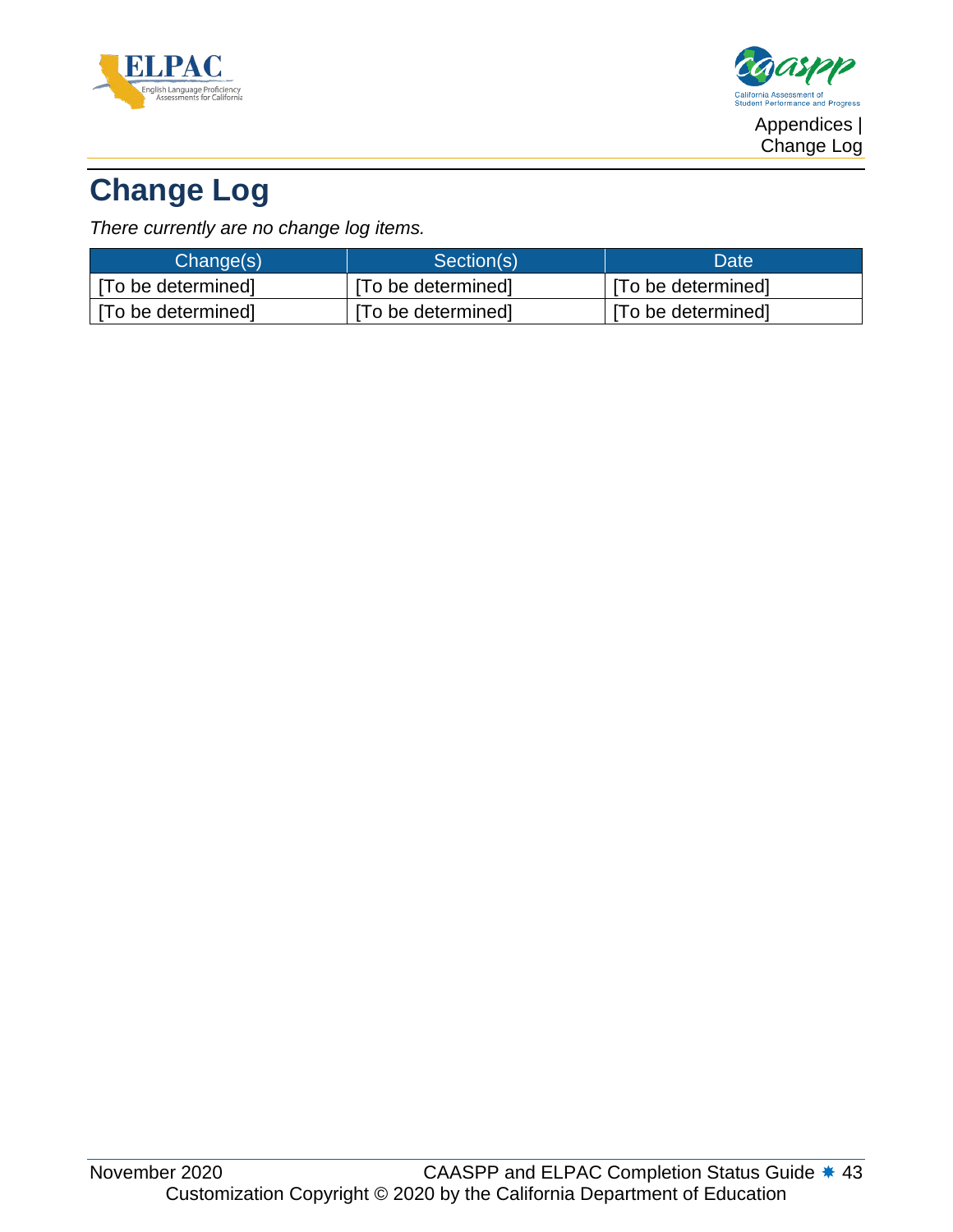# Change Log

*There currently are no change log items.*

| Change(s) | Section(s) | Date |
| --- | --- | --- |
| [To be determined] | [To be determined] | [To be determined] |
| [To be determined] | [To be determined] | [To be determined] |